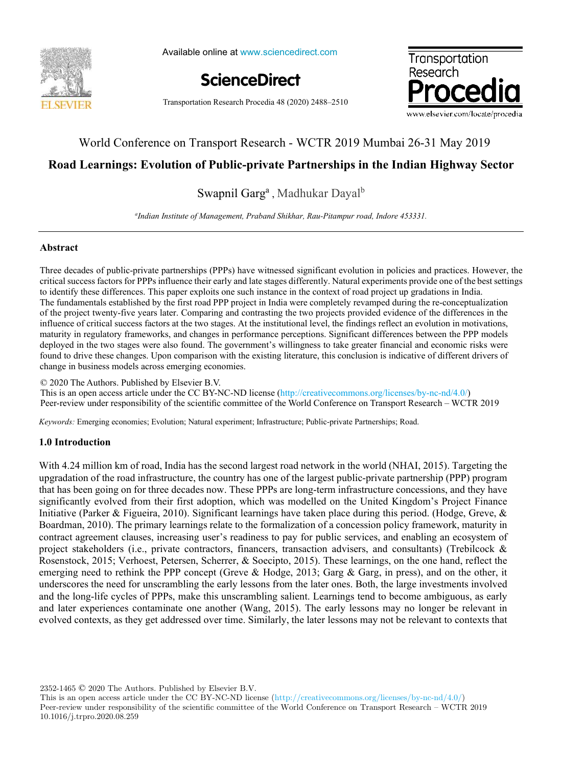World Conference on Transport Research - WCTR 2019 Mumbai 26-31 May 2019

# Road Learnings: Evolution of Public-private Partnerships in the Indian Highway Sector

Swapnil Garg[a], Madhukar Dayal[b]

[a]*Indian Institute of Management, Praband Shikhar, Rau-Pitampur road, Indore 453331.*

## Abstract

Three decades of public-private partnerships (PPPs) have witnessed significant evolution in policies and practices. However, the critical success factors for PPPs influence their early and late stages differently. Natural experiments provide one of the best settings to identify these differences. This paper exploits one such instance in the context of road project up gradations in India. The fundamentals established by the first road PPP project in India were completely revamped during the re-conceptualization of the project twenty-five years later. Comparing and contrasting the two projects provided evidence of the differences in the influence of critical success factors at the two stages. At the institutional level, the findings reflect an evolution in motivations, maturity in regulatory frameworks, and changes in performance perceptions. Significant differences between the PPP models deployed in the two stages were also found. The government's willingness to take greater financial and economic risks were found to drive these changes. Upon comparison with the existing literature, this conclusion is indicative of different drivers of change in business models across emerging economies.

© 2020 The Authors. Published by Elsevier B.V.
This is an open access article under the CC BY-NC-ND license (http://creativecommons.org/licenses/by-nc-nd/4.0/)
Peer-review under responsibility of the scientific committee of the World Conference on Transport Research – WCTR 2019

*Keywords:* Emerging economies; Evolution; Natural experiment; Infrastructure; Public-private Partnerships; Road.

## 1.0 Introduction

With 4.24 million km of road, India has the second largest road network in the world (NHAI, 2015). Targeting the upgradation of the road infrastructure, the country has one of the largest public-private partnership (PPP) program that has been going on for three decades now. These PPPs are long-term infrastructure concessions, and they have significantly evolved from their first adoption, which was modelled on the United Kingdom's Project Finance Initiative (Parker & Figueira, 2010). Significant learnings have taken place during this period. (Hodge, Greve, & Boardman, 2010). The primary learnings relate to the formalization of a concession policy framework, maturity in contract agreement clauses, increasing user's readiness to pay for public services, and enabling an ecosystem of project stakeholders (i.e., private contractors, financers, transaction advisers, and consultants) (Trebilcock & Rosenstock, 2015; Verhoest, Petersen, Scherrer, & Soecipto, 2015). These learnings, on the one hand, reflect the emerging need to rethink the PPP concept (Greve & Hodge, 2013; Garg & Garg, in press), and on the other, it underscores the need for unscrambling the early lessons from the later ones. Both, the large investments involved and the long-life cycles of PPPs, make this unscrambling salient. Learnings tend to become ambiguous, as early and later experiences contaminate one another (Wang, 2015). The early lessons may no longer be relevant in evolved contexts, as they get addressed over time. Similarly, the later lessons may not be relevant to contexts that

2352-1465 © 2020 The Authors. Published by Elsevier B.V.
This is an open access article under the CC BY-NC-ND license (http://creativecommons.org/licenses/by-nc-nd/4.0/)
Peer-review under responsibility of the scientific committee of the World Conference on Transport Research – WCTR 2019
10.1016/j.trpro.2020.08.259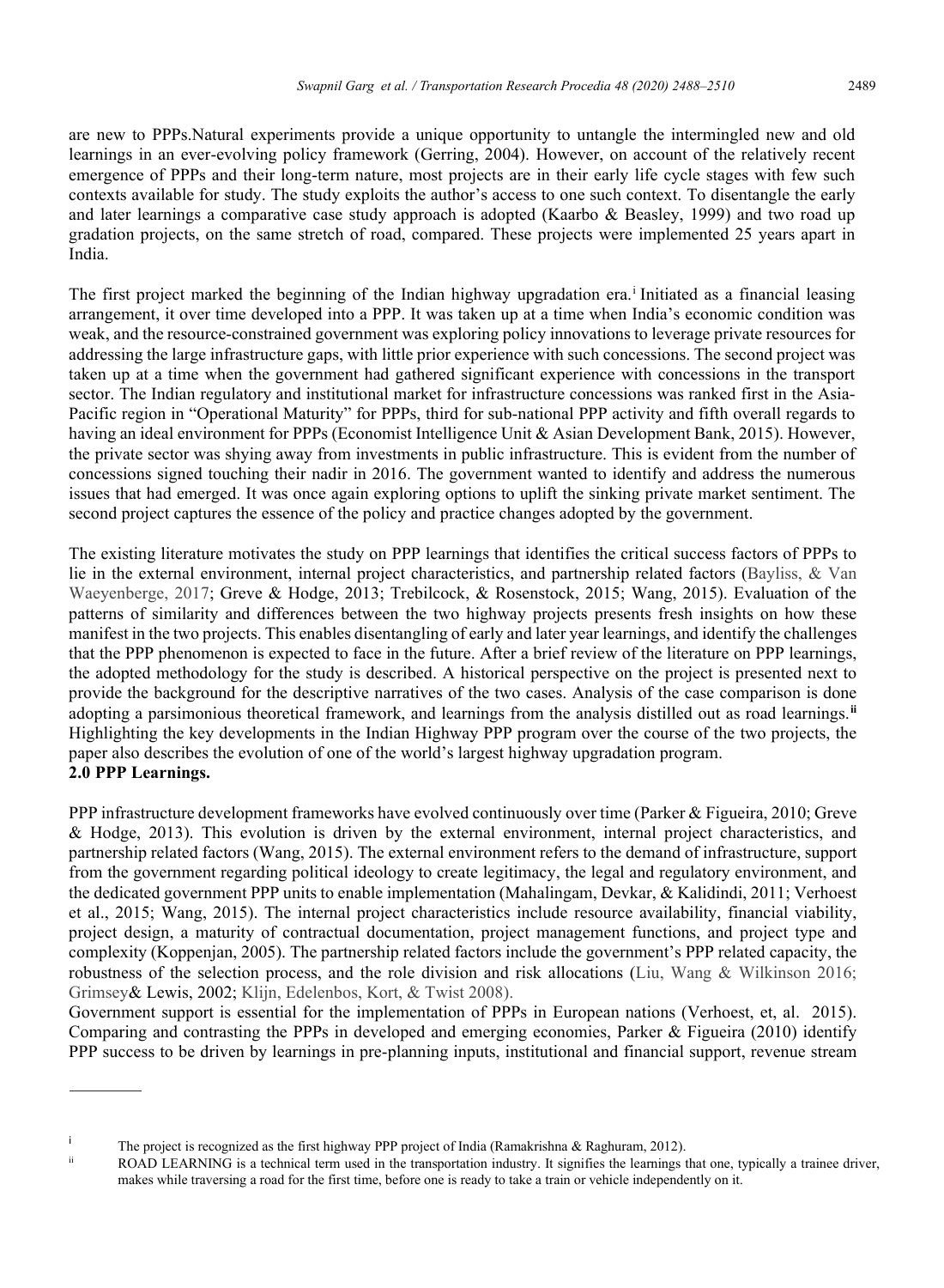are new to PPPs.Natural experiments provide a unique opportunity to untangle the intermingled new and old learnings in an ever-evolving policy framework (Gerring, 2004). However, on account of the relatively recent emergence of PPPs and their long-term nature, most projects are in their early life cycle stages with few such contexts available for study. The study exploits the author's access to one such context. To disentangle the early and later learnings a comparative case study approach is adopted (Kaarbo & Beasley, 1999) and two road up gradation projects, on the same stretch of road, compared. These projects were implemented 25 years apart in India.

The first project marked the beginning of the Indian highway upgradation era.[i] Initiated as a financial leasing arrangement, it over time developed into a PPP. It was taken up at a time when India's economic condition was weak, and the resource-constrained government was exploring policy innovations to leverage private resources for addressing the large infrastructure gaps, with little prior experience with such concessions. The second project was taken up at a time when the government had gathered significant experience with concessions in the transport sector. The Indian regulatory and institutional market for infrastructure concessions was ranked first in the Asia-Pacific region in "Operational Maturity" for PPPs, third for sub-national PPP activity and fifth overall regards to having an ideal environment for PPPs (Economist Intelligence Unit & Asian Development Bank, 2015). However, the private sector was shying away from investments in public infrastructure. This is evident from the number of concessions signed touching their nadir in 2016. The government wanted to identify and address the numerous issues that had emerged. It was once again exploring options to uplift the sinking private market sentiment. The second project captures the essence of the policy and practice changes adopted by the government.

The existing literature motivates the study on PPP learnings that identifies the critical success factors of PPPs to lie in the external environment, internal project characteristics, and partnership related factors (Bayliss, & Van Waeyenberge, 2017; Greve & Hodge, 2013; Trebilcock, & Rosenstock, 2015; Wang, 2015). Evaluation of the patterns of similarity and differences between the two highway projects presents fresh insights on how these manifest in the two projects. This enables disentangling of early and later year learnings, and identify the challenges that the PPP phenomenon is expected to face in the future. After a brief review of the literature on PPP learnings, the adopted methodology for the study is described. A historical perspective on the project is presented next to provide the background for the descriptive narratives of the two cases. Analysis of the case comparison is done adopting a parsimonious theoretical framework, and learnings from the analysis distilled out as road learnings.[ii] Highlighting the key developments in the Indian Highway PPP program over the course of the two projects, the paper also describes the evolution of one of the world's largest highway upgradation program.

## 2.0 PPP Learnings.

PPP infrastructure development frameworks have evolved continuously over time (Parker & Figueira, 2010; Greve & Hodge, 2013). This evolution is driven by the external environment, internal project characteristics, and partnership related factors (Wang, 2015). The external environment refers to the demand of infrastructure, support from the government regarding political ideology to create legitimacy, the legal and regulatory environment, and the dedicated government PPP units to enable implementation (Mahalingam, Devkar, & Kalidindi, 2011; Verhoest et al., 2015; Wang, 2015). The internal project characteristics include resource availability, financial viability, project design, a maturity of contractual documentation, project management functions, and project type and complexity (Koppenjan, 2005). The partnership related factors include the government's PPP related capacity, the robustness of the selection process, and the role division and risk allocations (Liu, Wang & Wilkinson 2016; Grimsey& Lewis, 2002; Klijn, Edelenbos, Kort, & Twist 2008).
Government support is essential for the implementation of PPPs in European nations (Verhoest, et, al. 2015). Comparing and contrasting the PPPs in developed and emerging economies, Parker & Figueira (2010) identify PPP success to be driven by learnings in pre-planning inputs, institutional and financial support, revenue stream

---

[i] The project is recognized as the first highway PPP project of India (Ramakrishna & Raghuram, 2012).

[ii] ROAD LEARNING is a technical term used in the transportation industry. It signifies the learnings that one, typically a trainee driver, makes while traversing a road for the first time, before one is ready to take a train or vehicle independently on it.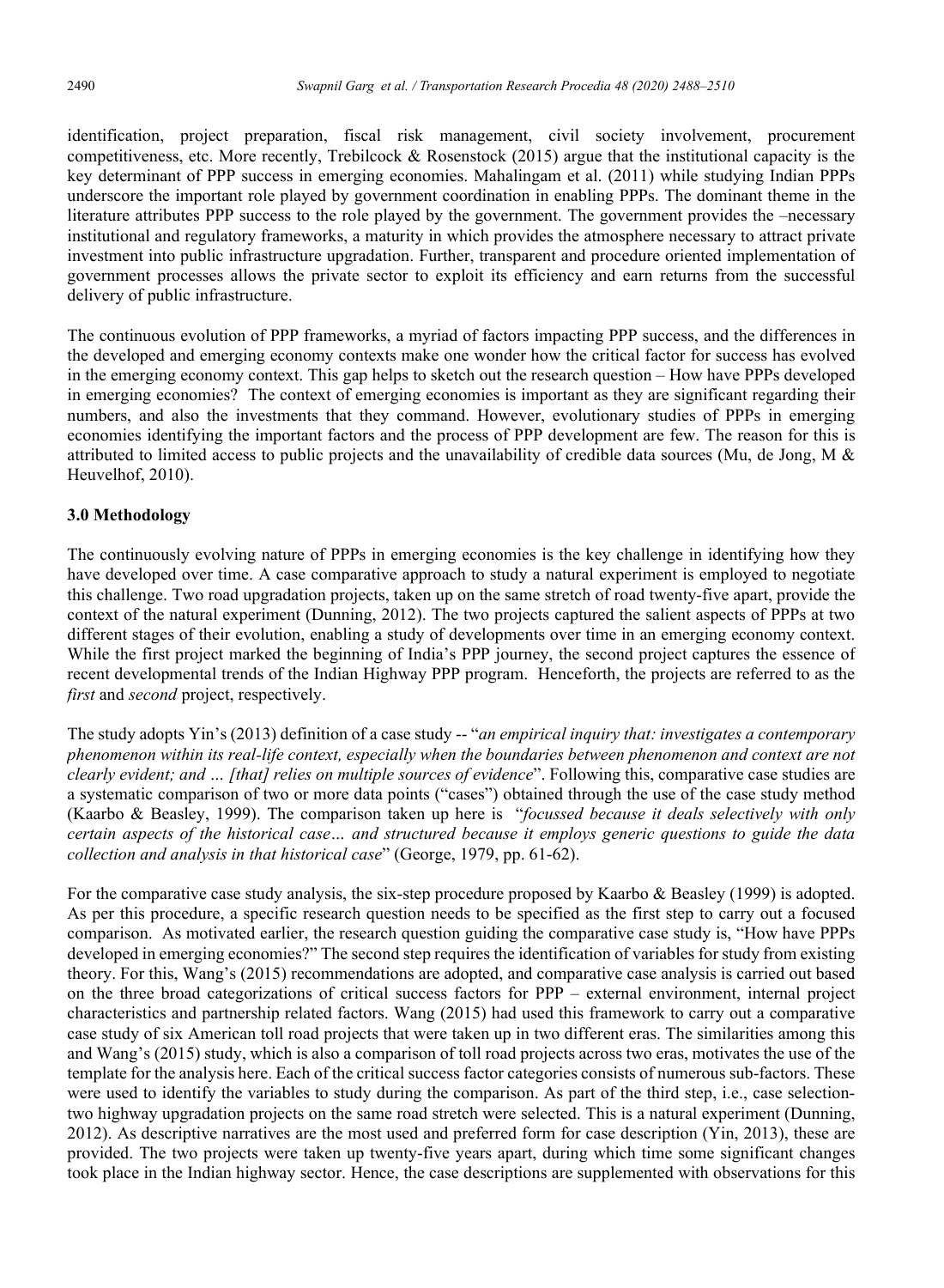identification, project preparation, fiscal risk management, civil society involvement, procurement competitiveness, etc. More recently, Trebilcock & Rosenstock (2015) argue that the institutional capacity is the key determinant of PPP success in emerging economies. Mahalingam et al. (2011) while studying Indian PPPs underscore the important role played by government coordination in enabling PPPs. The dominant theme in the literature attributes PPP success to the role played by the government. The government provides the –necessary institutional and regulatory frameworks, a maturity in which provides the atmosphere necessary to attract private investment into public infrastructure upgradation. Further, transparent and procedure oriented implementation of government processes allows the private sector to exploit its efficiency and earn returns from the successful delivery of public infrastructure.

The continuous evolution of PPP frameworks, a myriad of factors impacting PPP success, and the differences in the developed and emerging economy contexts make one wonder how the critical factor for success has evolved in the emerging economy context. This gap helps to sketch out the research question – How have PPPs developed in emerging economies? The context of emerging economies is important as they are significant regarding their numbers, and also the investments that they command. However, evolutionary studies of PPPs in emerging economies identifying the important factors and the process of PPP development are few. The reason for this is attributed to limited access to public projects and the unavailability of credible data sources (Mu, de Jong, M & Heuvelhof, 2010).

### 3.0 Methodology

The continuously evolving nature of PPPs in emerging economies is the key challenge in identifying how they have developed over time. A case comparative approach to study a natural experiment is employed to negotiate this challenge. Two road upgradation projects, taken up on the same stretch of road twenty-five apart, provide the context of the natural experiment (Dunning, 2012). The two projects captured the salient aspects of PPPs at two different stages of their evolution, enabling a study of developments over time in an emerging economy context. While the first project marked the beginning of India's PPP journey, the second project captures the essence of recent developmental trends of the Indian Highway PPP program. Henceforth, the projects are referred to as the *first* and *second* project, respectively.

The study adopts Yin's (2013) definition of a case study -- "*an empirical inquiry that: investigates a contemporary phenomenon within its real-life context, especially when the boundaries between phenomenon and context are not clearly evident; and … [that] relies on multiple sources of evidence*". Following this, comparative case studies are a systematic comparison of two or more data points ("cases") obtained through the use of the case study method (Kaarbo & Beasley, 1999). The comparison taken up here is "*focussed because it deals selectively with only certain aspects of the historical case… and structured because it employs generic questions to guide the data collection and analysis in that historical case*" (George, 1979, pp. 61-62).

For the comparative case study analysis, the six-step procedure proposed by Kaarbo & Beasley (1999) is adopted. As per this procedure, a specific research question needs to be specified as the first step to carry out a focused comparison. As motivated earlier, the research question guiding the comparative case study is, "How have PPPs developed in emerging economies?" The second step requires the identification of variables for study from existing theory. For this, Wang's (2015) recommendations are adopted, and comparative case analysis is carried out based on the three broad categorizations of critical success factors for PPP – external environment, internal project characteristics and partnership related factors. Wang (2015) had used this framework to carry out a comparative case study of six American toll road projects that were taken up in two different eras. The similarities among this and Wang's (2015) study, which is also a comparison of toll road projects across two eras, motivates the use of the template for the analysis here. Each of the critical success factor categories consists of numerous sub-factors. These were used to identify the variables to study during the comparison. As part of the third step, i.e., case selection-two highway upgradation projects on the same road stretch were selected. This is a natural experiment (Dunning, 2012). As descriptive narratives are the most used and preferred form for case description (Yin, 2013), these are provided. The two projects were taken up twenty-five years apart, during which time some significant changes took place in the Indian highway sector. Hence, the case descriptions are supplemented with observations for this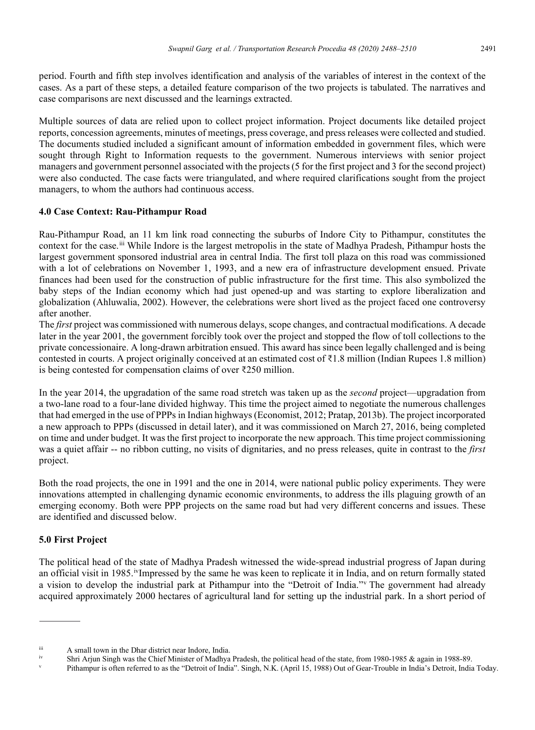period. Fourth and fifth step involves identification and analysis of the variables of interest in the context of the cases. As a part of these steps, a detailed feature comparison of the two projects is tabulated. The narratives and case comparisons are next discussed and the learnings extracted.

Multiple sources of data are relied upon to collect project information. Project documents like detailed project reports, concession agreements, minutes of meetings, press coverage, and press releases were collected and studied. The documents studied included a significant amount of information embedded in government files, which were sought through Right to Information requests to the government. Numerous interviews with senior project managers and government personnel associated with the projects (5 for the first project and 3 for the second project) were also conducted. The case facts were triangulated, and where required clarifications sought from the project managers, to whom the authors had continuous access.

## 4.0 Case Context: Rau-Pithampur Road

Rau-Pithampur Road, an 11 km link road connecting the suburbs of Indore City to Pithampur, constitutes the context for the case.[iii] While Indore is the largest metropolis in the state of Madhya Pradesh, Pithampur hosts the largest government sponsored industrial area in central India. The first toll plaza on this road was commissioned with a lot of celebrations on November 1, 1993, and a new era of infrastructure development ensued. Private finances had been used for the construction of public infrastructure for the first time. This also symbolized the baby steps of the Indian economy which had just opened-up and was starting to explore liberalization and globalization (Ahluwalia, 2002). However, the celebrations were short lived as the project faced one controversy after another.

The *first* project was commissioned with numerous delays, scope changes, and contractual modifications. A decade later in the year 2001, the government forcibly took over the project and stopped the flow of toll collections to the private concessionaire. A long-drawn arbitration ensued. This award has since been legally challenged and is being contested in courts. A project originally conceived at an estimated cost of ₹1.8 million (Indian Rupees 1.8 million) is being contested for compensation claims of over ₹250 million.

In the year 2014, the upgradation of the same road stretch was taken up as the *second* project—upgradation from a two-lane road to a four-lane divided highway. This time the project aimed to negotiate the numerous challenges that had emerged in the use of PPPs in Indian highways (Economist, 2012; Pratap, 2013b). The project incorporated a new approach to PPPs (discussed in detail later), and it was commissioned on March 27, 2016, being completed on time and under budget. It was the first project to incorporate the new approach. This time project commissioning was a quiet affair -- no ribbon cutting, no visits of dignitaries, and no press releases, quite in contrast to the *first* project.

Both the road projects, the one in 1991 and the one in 2014, were national public policy experiments. They were innovations attempted in challenging dynamic economic environments, to address the ills plaguing growth of an emerging economy. Both were PPP projects on the same road but had very different concerns and issues. These are identified and discussed below.

## 5.0 First Project

The political head of the state of Madhya Pradesh witnessed the wide-spread industrial progress of Japan during an official visit in 1985.[iv] Impressed by the same he was keen to replicate it in India, and on return formally stated a vision to develop the industrial park at Pithampur into the "Detroit of India."[v] The government had already acquired approximately 2000 hectares of agricultural land for setting up the industrial park. In a short period of

---

[iii] A small town in the Dhar district near Indore, India.

[iv] Shri Arjun Singh was the Chief Minister of Madhya Pradesh, the political head of the state, from 1980-1985 & again in 1988-89.

[v] Pithampur is often referred to as the "Detroit of India". Singh, N.K. (April 15, 1988) Out of Gear-Trouble in India's Detroit, India Today.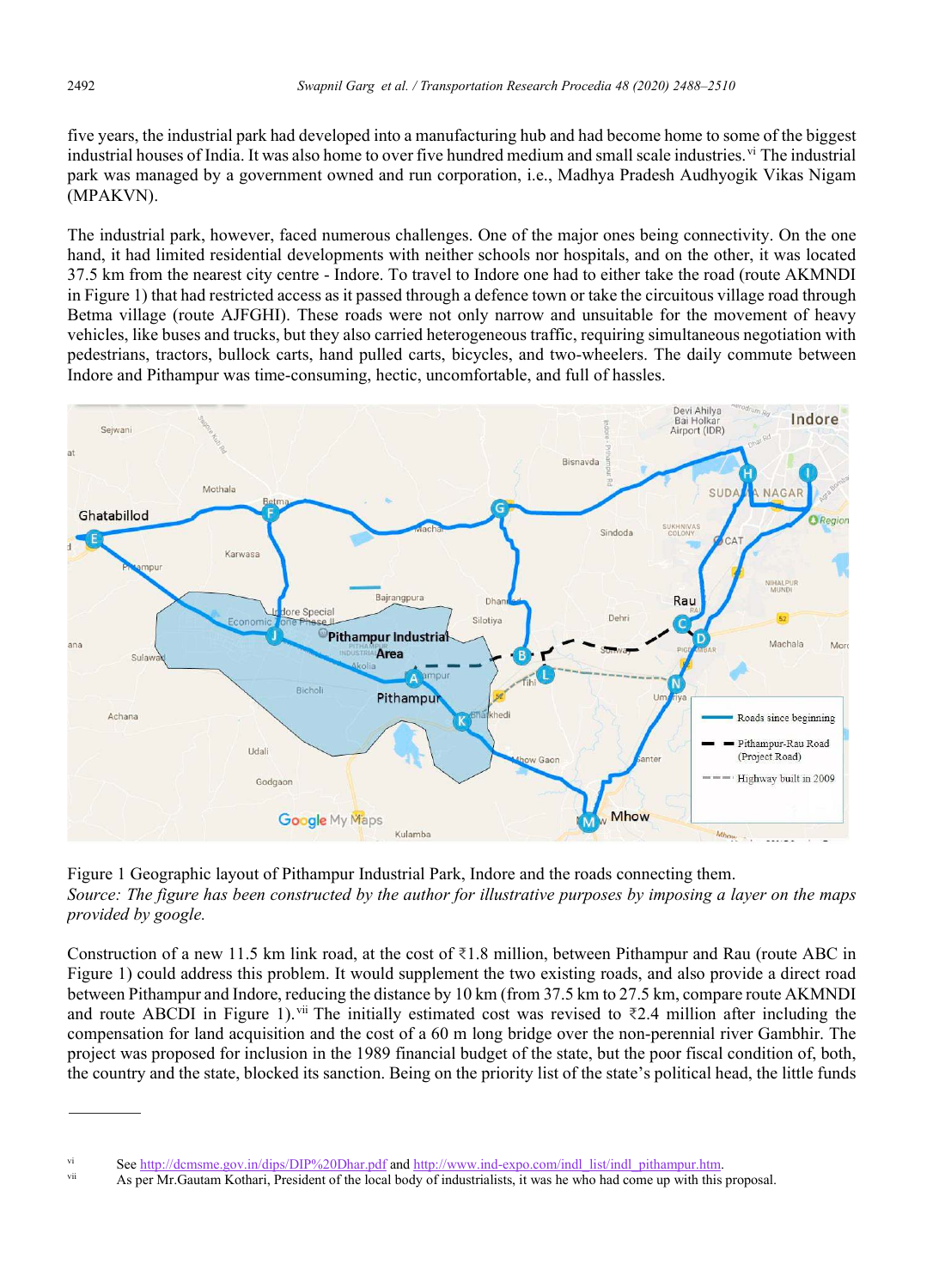five years, the industrial park had developed into a manufacturing hub and had become home to some of the biggest industrial houses of India. It was also home to over five hundred medium and small scale industries.[vi] The industrial park was managed by a government owned and run corporation, i.e., Madhya Pradesh Audhyogik Vikas Nigam (MPAKVN).

The industrial park, however, faced numerous challenges. One of the major ones being connectivity. On the one hand, it had limited residential developments with neither schools nor hospitals, and on the other, it was located 37.5 km from the nearest city centre - Indore. To travel to Indore one had to either take the road (route AKMNDI in Figure 1) that had restricted access as it passed through a defence town or take the circuitous village road through Betma village (route AJFGHI). These roads were not only narrow and unsuitable for the movement of heavy vehicles, like buses and trucks, but they also carried heterogeneous traffic, requiring simultaneous negotiation with pedestrians, tractors, bullock carts, hand pulled carts, bicycles, and two-wheelers. The daily commute between Indore and Pithampur was time-consuming, hectic, uncomfortable, and full of hassles.

Figure 1 Geographic layout of Pithampur Industrial Park, Indore and the roads connecting them.
*Source: The figure has been constructed by the author for illustrative purposes by imposing a layer on the maps provided by google.*

Construction of a new 11.5 km link road, at the cost of ₹1.8 million, between Pithampur and Rau (route ABC in Figure 1) could address this problem. It would supplement the two existing roads, and also provide a direct road between Pithampur and Indore, reducing the distance by 10 km (from 37.5 km to 27.5 km, compare route AKMNDI and route ABCDI in Figure 1).[vii] The initially estimated cost was revised to ₹2.4 million after including the compensation for land acquisition and the cost of a 60 m long bridge over the non-perennial river Gambhir. The project was proposed for inclusion in the 1989 financial budget of the state, but the poor fiscal condition of, both, the country and the state, blocked its sanction. Being on the priority list of the state's political head, the little funds

---

[vi] See http://dcmsme.gov.in/dips/DIP%20Dhar.pdf and http://www.ind-expo.com/indl_list/indl_pithampur.htm.

[vii] As per Mr.Gautam Kothari, President of the local body of industrialists, it was he who had come up with this proposal.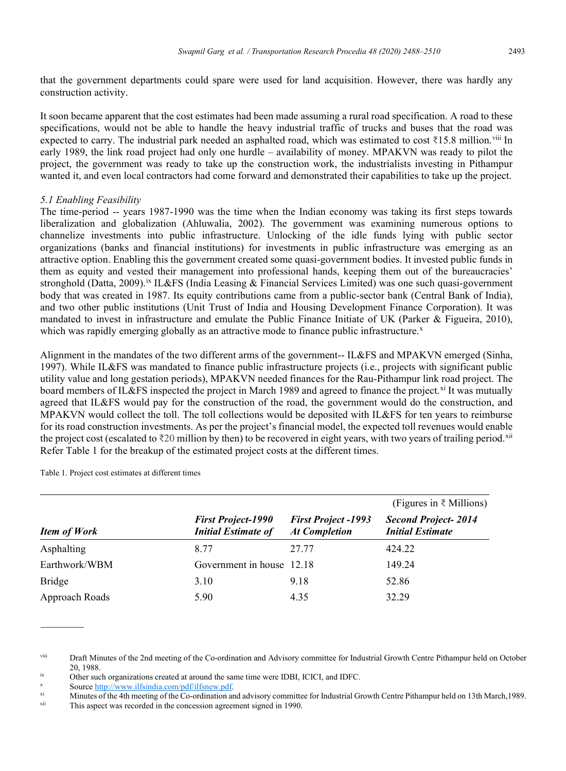that the government departments could spare were used for land acquisition. However, there was hardly any construction activity.

It soon became apparent that the cost estimates had been made assuming a rural road specification. A road to these specifications, would not be able to handle the heavy industrial traffic of trucks and buses that the road was expected to carry. The industrial park needed an asphalted road, which was estimated to cost ₹15.8 million.[viii] In early 1989, the link road project had only one hurdle – availability of money. MPAKVN was ready to pilot the project, the government was ready to take up the construction work, the industrialists investing in Pithampur wanted it, and even local contractors had come forward and demonstrated their capabilities to take up the project.

*5.1 Enabling Feasibility*

The time-period -- years 1987-1990 was the time when the Indian economy was taking its first steps towards liberalization and globalization (Ahluwalia, 2002). The government was examining numerous options to channelize investments into public infrastructure. Unlocking of the idle funds lying with public sector organizations (banks and financial institutions) for investments in public infrastructure was emerging as an attractive option. Enabling this the government created some quasi-government bodies. It invested public funds in them as equity and vested their management into professional hands, keeping them out of the bureaucracies' stronghold (Datta, 2009).[ix] IL&FS (India Leasing & Financial Services Limited) was one such quasi-government body that was created in 1987. Its equity contributions came from a public-sector bank (Central Bank of India), and two other public institutions (Unit Trust of India and Housing Development Finance Corporation). It was mandated to invest in infrastructure and emulate the Public Finance Initiate of UK (Parker & Figueira, 2010), which was rapidly emerging globally as an attractive mode to finance public infrastructure.[x]

Alignment in the mandates of the two different arms of the government-- IL&FS and MPAKVN emerged (Sinha, 1997). While IL&FS was mandated to finance public infrastructure projects (i.e., projects with significant public utility value and long gestation periods), MPAKVN needed finances for the Rau-Pithampur link road project. The board members of IL&FS inspected the project in March 1989 and agreed to finance the project.[xi] It was mutually agreed that IL&FS would pay for the construction of the road, the government would do the construction, and MPAKVN would collect the toll. The toll collections would be deposited with IL&FS for ten years to reimburse for its road construction investments. As per the project's financial model, the expected toll revenues would enable the project cost (escalated to ₹20 million by then) to be recovered in eight years, with two years of trailing period.[xii] Refer Table 1 for the breakup of the estimated project costs at the different times.

Table 1. Project cost estimates at different times

| | | | (Figures in ₹ Millions) |
|---|---|---|---|
| ***Item of Work*** | ***First Project-1990 Initial Estimate of*** | ***First Project -1993 At Completion*** | ***Second Project- 2014 Initial Estimate*** |
| Asphalting | 8.77 | 27.77 | 424.22 |
| Earthwork/WBM | Government in house | 12.18 | 149.24 |
| Bridge | 3.10 | 9.18 | 52.86 |
| Approach Roads | 5.90 | 4.35 | 32.29 |

---

[viii] Draft Minutes of the 2nd meeting of the Co-ordination and Advisory committee for Industrial Growth Centre Pithampur held on October 20, 1988.

[ix] Other such organizations created at around the same time were IDBI, ICICI, and IDFC.

[x] Source http://www.ilfsindia.com/pdf/ilfsnew.pdf.

[xi] Minutes of the 4th meeting of the Co-ordination and advisory committee for Industrial Growth Centre Pithampur held on 13th March,1989.

[xii] This aspect was recorded in the concession agreement signed in 1990.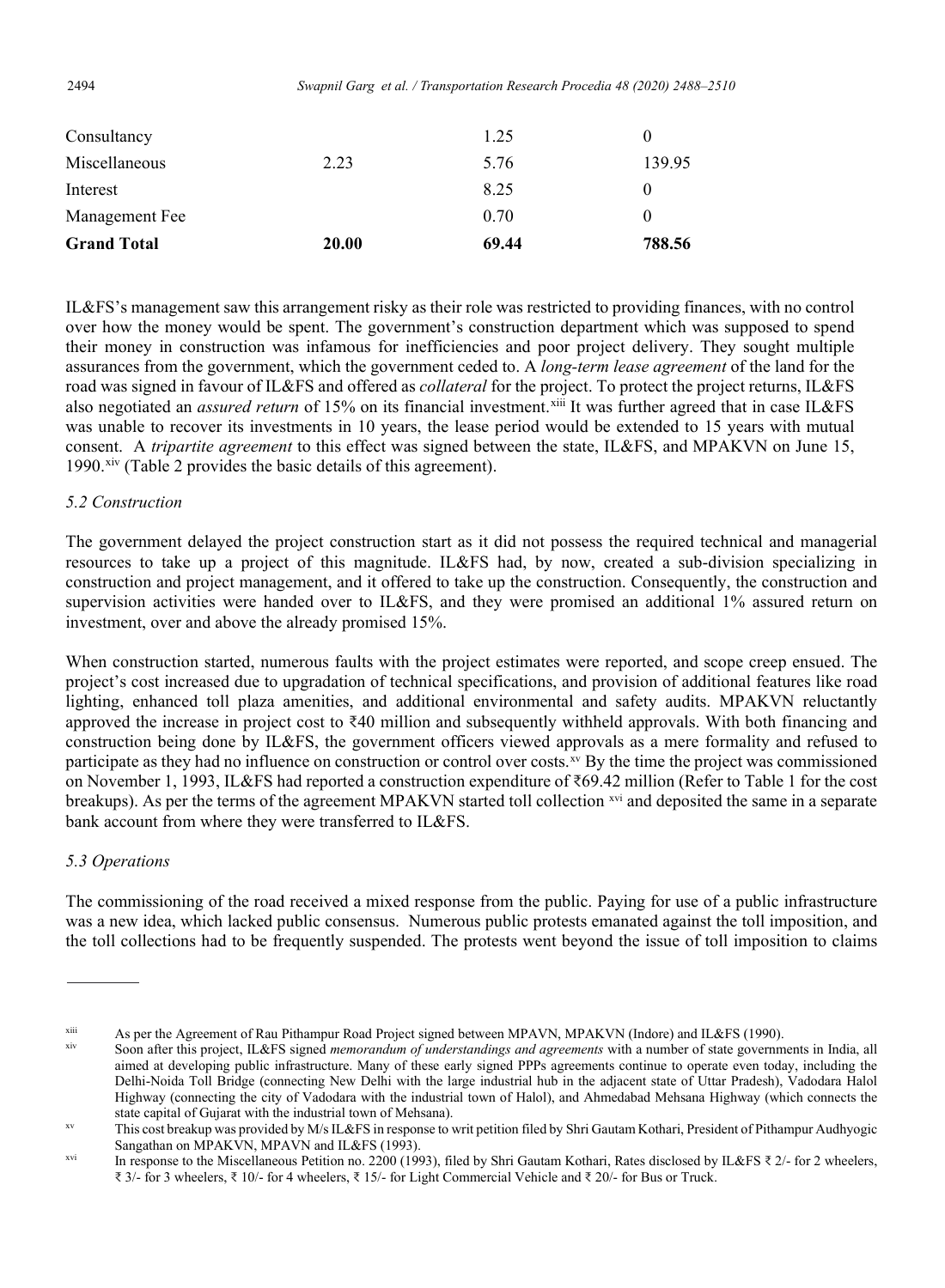| | | | |
|---|---|---|---|
| Consultancy | | 1.25 | 0 |
| Miscellaneous | 2.23 | 5.76 | 139.95 |
| Interest | | 8.25 | 0 |
| Management Fee | | 0.70 | 0 |
| **Grand Total** | **20.00** | **69.44** | **788.56** |

IL&FS's management saw this arrangement risky as their role was restricted to providing finances, with no control over how the money would be spent. The government's construction department which was supposed to spend their money in construction was infamous for inefficiencies and poor project delivery. They sought multiple assurances from the government, which the government ceded to. A *long-term lease agreement* of the land for the road was signed in favour of IL&FS and offered as *collateral* for the project. To protect the project returns, IL&FS also negotiated an *assured return* of 15% on its financial investment.[xiii] It was further agreed that in case IL&FS was unable to recover its investments in 10 years, the lease period would be extended to 15 years with mutual consent. A *tripartite agreement* to this effect was signed between the state, IL&FS, and MPAKVN on June 15, 1990.[xiv] (Table 2 provides the basic details of this agreement).

### *5.2 Construction*

The government delayed the project construction start as it did not possess the required technical and managerial resources to take up a project of this magnitude. IL&FS had, by now, created a sub-division specializing in construction and project management, and it offered to take up the construction. Consequently, the construction and supervision activities were handed over to IL&FS, and they were promised an additional 1% assured return on investment, over and above the already promised 15%.

When construction started, numerous faults with the project estimates were reported, and scope creep ensued. The project's cost increased due to upgradation of technical specifications, and provision of additional features like road lighting, enhanced toll plaza amenities, and additional environmental and safety audits. MPAKVN reluctantly approved the increase in project cost to ₹40 million and subsequently withheld approvals. With both financing and construction being done by IL&FS, the government officers viewed approvals as a mere formality and refused to participate as they had no influence on construction or control over costs.[xv] By the time the project was commissioned on November 1, 1993, IL&FS had reported a construction expenditure of ₹69.42 million (Refer to Table 1 for the cost breakups). As per the terms of the agreement MPAKVN started toll collection [xvi] and deposited the same in a separate bank account from where they were transferred to IL&FS.

### *5.3 Operations*

The commissioning of the road received a mixed response from the public. Paying for use of a public infrastructure was a new idea, which lacked public consensus. Numerous public protests emanated against the toll imposition, and the toll collections had to be frequently suspended. The protests went beyond the issue of toll imposition to claims

---

[xiii] As per the Agreement of Rau Pithampur Road Project signed between MPAVN, MPAKVN (Indore) and IL&FS (1990).

[xiv] Soon after this project, IL&FS signed *memorandum of understandings and agreements* with a number of state governments in India, all aimed at developing public infrastructure. Many of these early signed PPPs agreements continue to operate even today, including the Delhi-Noida Toll Bridge (connecting New Delhi with the large industrial hub in the adjacent state of Uttar Pradesh), Vadodara Halol Highway (connecting the city of Vadodara with the industrial town of Halol), and Ahmedabad Mehsana Highway (which connects the state capital of Gujarat with the industrial town of Mehsana).

[xv] This cost breakup was provided by M/s IL&FS in response to writ petition filed by Shri Gautam Kothari, President of Pithampur Audhyogic Sangathan on MPAKVN, MPAVN and IL&FS (1993).

[xvi] In response to the Miscellaneous Petition no. 2200 (1993), filed by Shri Gautam Kothari, Rates disclosed by IL&FS ₹ 2/- for 2 wheelers, ₹ 3/- for 3 wheelers, ₹ 10/- for 4 wheelers, ₹ 15/- for Light Commercial Vehicle and ₹ 20/- for Bus or Truck.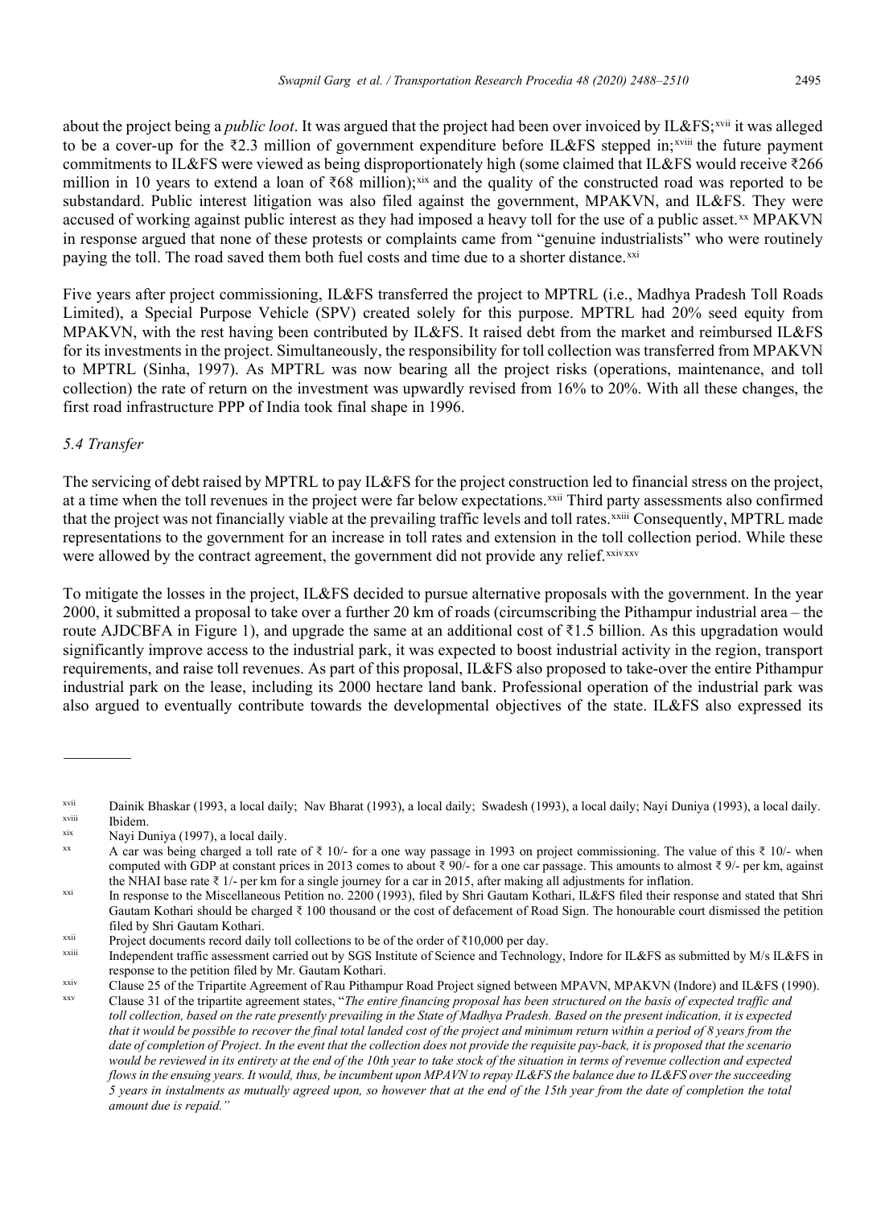about the project being a *public loot*. It was argued that the project had been over invoiced by IL&FS;[xvii] it was alleged to be a cover-up for the ₹2.3 million of government expenditure before IL&FS stepped in;[xviii] the future payment commitments to IL&FS were viewed as being disproportionately high (some claimed that IL&FS would receive ₹266 million in 10 years to extend a loan of ₹68 million);[xix] and the quality of the constructed road was reported to be substandard. Public interest litigation was also filed against the government, MPAKVN, and IL&FS. They were accused of working against public interest as they had imposed a heavy toll for the use of a public asset.[xx] MPAKVN in response argued that none of these protests or complaints came from "genuine industrialists" who were routinely paying the toll. The road saved them both fuel costs and time due to a shorter distance.[xxi]

Five years after project commissioning, IL&FS transferred the project to MPTRL (i.e., Madhya Pradesh Toll Roads Limited), a Special Purpose Vehicle (SPV) created solely for this purpose. MPTRL had 20% seed equity from MPAKVN, with the rest having been contributed by IL&FS. It raised debt from the market and reimbursed IL&FS for its investments in the project. Simultaneously, the responsibility for toll collection was transferred from MPAKVN to MPTRL (Sinha, 1997). As MPTRL was now bearing all the project risks (operations, maintenance, and toll collection) the rate of return on the investment was upwardly revised from 16% to 20%. With all these changes, the first road infrastructure PPP of India took final shape in 1996.

### *5.4 Transfer*

The servicing of debt raised by MPTRL to pay IL&FS for the project construction led to financial stress on the project, at a time when the toll revenues in the project were far below expectations.[xxii] Third party assessments also confirmed that the project was not financially viable at the prevailing traffic levels and toll rates.[xxiii] Consequently, MPTRL made representations to the government for an increase in toll rates and extension in the toll collection period. While these were allowed by the contract agreement, the government did not provide any relief.[xxiv][xxv]

To mitigate the losses in the project, IL&FS decided to pursue alternative proposals with the government. In the year 2000, it submitted a proposal to take over a further 20 km of roads (circumscribing the Pithampur industrial area – the route AJDCBFA in Figure 1), and upgrade the same at an additional cost of ₹1.5 billion. As this upgradation would significantly improve access to the industrial park, it was expected to boost industrial activity in the region, transport requirements, and raise toll revenues. As part of this proposal, IL&FS also proposed to take-over the entire Pithampur industrial park on the lease, including its 2000 hectare land bank. Professional operation of the industrial park was also argued to eventually contribute towards the developmental objectives of the state. IL&FS also expressed its

---

[xvii] Dainik Bhaskar (1993, a local daily; Nav Bharat (1993), a local daily; Swadesh (1993), a local daily; Nayi Duniya (1993), a local daily.

[xviii] Ibidem.

[xix] Nayi Duniya (1997), a local daily.

[xx] A car was being charged a toll rate of ₹ 10/- for a one way passage in 1993 on project commissioning. The value of this ₹ 10/- when computed with GDP at constant prices in 2013 comes to about ₹ 90/- for a one car passage. This amounts to almost ₹ 9/- per km, against the NHAI base rate ₹ 1/- per km for a single journey for a car in 2015, after making all adjustments for inflation.

[xxi] In response to the Miscellaneous Petition no. 2200 (1993), filed by Shri Gautam Kothari, IL&FS filed their response and stated that Shri Gautam Kothari should be charged ₹ 100 thousand or the cost of defacement of Road Sign. The honourable court dismissed the petition filed by Shri Gautam Kothari.

[xxii] Project documents record daily toll collections to be of the order of ₹10,000 per day.

[xxiii] Independent traffic assessment carried out by SGS Institute of Science and Technology, Indore for IL&FS as submitted by M/s IL&FS in response to the petition filed by Mr. Gautam Kothari.

[xxiv] Clause 25 of the Tripartite Agreement of Rau Pithampur Road Project signed between MPAVN, MPAKVN (Indore) and IL&FS (1990).

[xxv] Clause 31 of the tripartite agreement states, "*The entire financing proposal has been structured on the basis of expected traffic and toll collection, based on the rate presently prevailing in the State of Madhya Pradesh. Based on the present indication, it is expected that it would be possible to recover the final total landed cost of the project and minimum return within a period of 8 years from the date of completion of Project. In the event that the collection does not provide the requisite pay-back, it is proposed that the scenario would be reviewed in its entirety at the end of the 10th year to take stock of the situation in terms of revenue collection and expected flows in the ensuing years. It would, thus, be incumbent upon MPAVN to repay IL&FS the balance due to IL&FS over the succeeding 5 years in instalments as mutually agreed upon, so however that at the end of the 15th year from the date of completion the total amount due is repaid.*"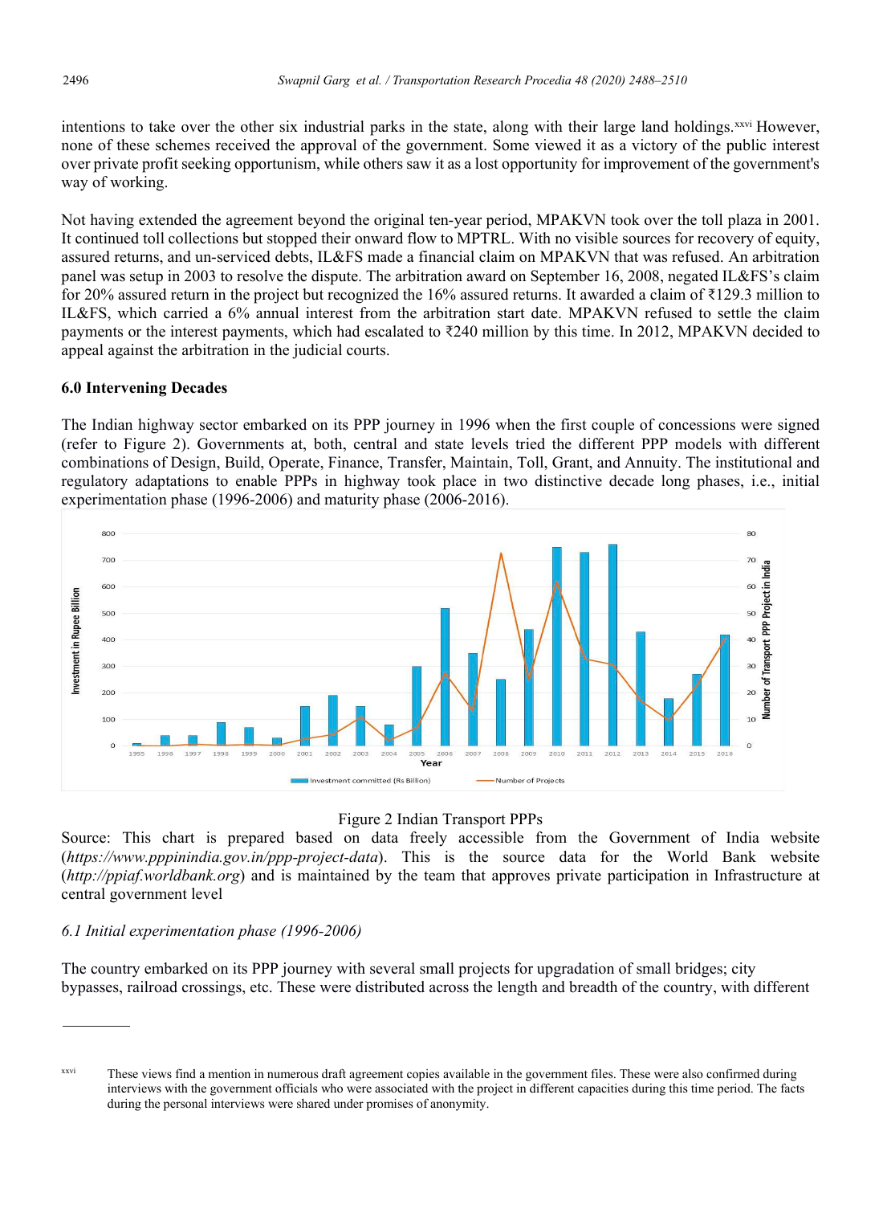intentions to take over the other six industrial parks in the state, along with their large land holdings.[xxvi] However, none of these schemes received the approval of the government. Some viewed it as a victory of the public interest over private profit seeking opportunism, while others saw it as a lost opportunity for improvement of the government's way of working.

Not having extended the agreement beyond the original ten-year period, MPAKVN took over the toll plaza in 2001. It continued toll collections but stopped their onward flow to MPTRL. With no visible sources for recovery of equity, assured returns, and un-serviced debts, IL&FS made a financial claim on MPAKVN that was refused. An arbitration panel was setup in 2003 to resolve the dispute. The arbitration award on September 16, 2008, negated IL&FS's claim for 20% assured return in the project but recognized the 16% assured returns. It awarded a claim of ₹129.3 million to IL&FS, which carried a 6% annual interest from the arbitration start date. MPAKVN refused to settle the claim payments or the interest payments, which had escalated to ₹240 million by this time. In 2012, MPAKVN decided to appeal against the arbitration in the judicial courts.

## 6.0 Intervening Decades

The Indian highway sector embarked on its PPP journey in 1996 when the first couple of concessions were signed (refer to Figure 2). Governments at, both, central and state levels tried the different PPP models with different combinations of Design, Build, Operate, Finance, Transfer, Maintain, Toll, Grant, and Annuity. The institutional and regulatory adaptations to enable PPPs in highway took place in two distinctive decade long phases, i.e., initial experimentation phase (1996-2006) and maturity phase (2006-2016).

Figure 2 Indian Transport PPPs

Source: This chart is prepared based on data freely accessible from the Government of India website (*https://www.pppinindia.gov.in/ppp-project-data*). This is the source data for the World Bank website (*http://ppiaf.worldbank.org*) and is maintained by the team that approves private participation in Infrastructure at central government level

### *6.1 Initial experimentation phase (1996-2006)*

The country embarked on its PPP journey with several small projects for upgradation of small bridges; city bypasses, railroad crossings, etc. These were distributed across the length and breadth of the country, with different

---

[xxvi] These views find a mention in numerous draft agreement copies available in the government files. These were also confirmed during interviews with the government officials who were associated with the project in different capacities during this time period. The facts during the personal interviews were shared under promises of anonymity.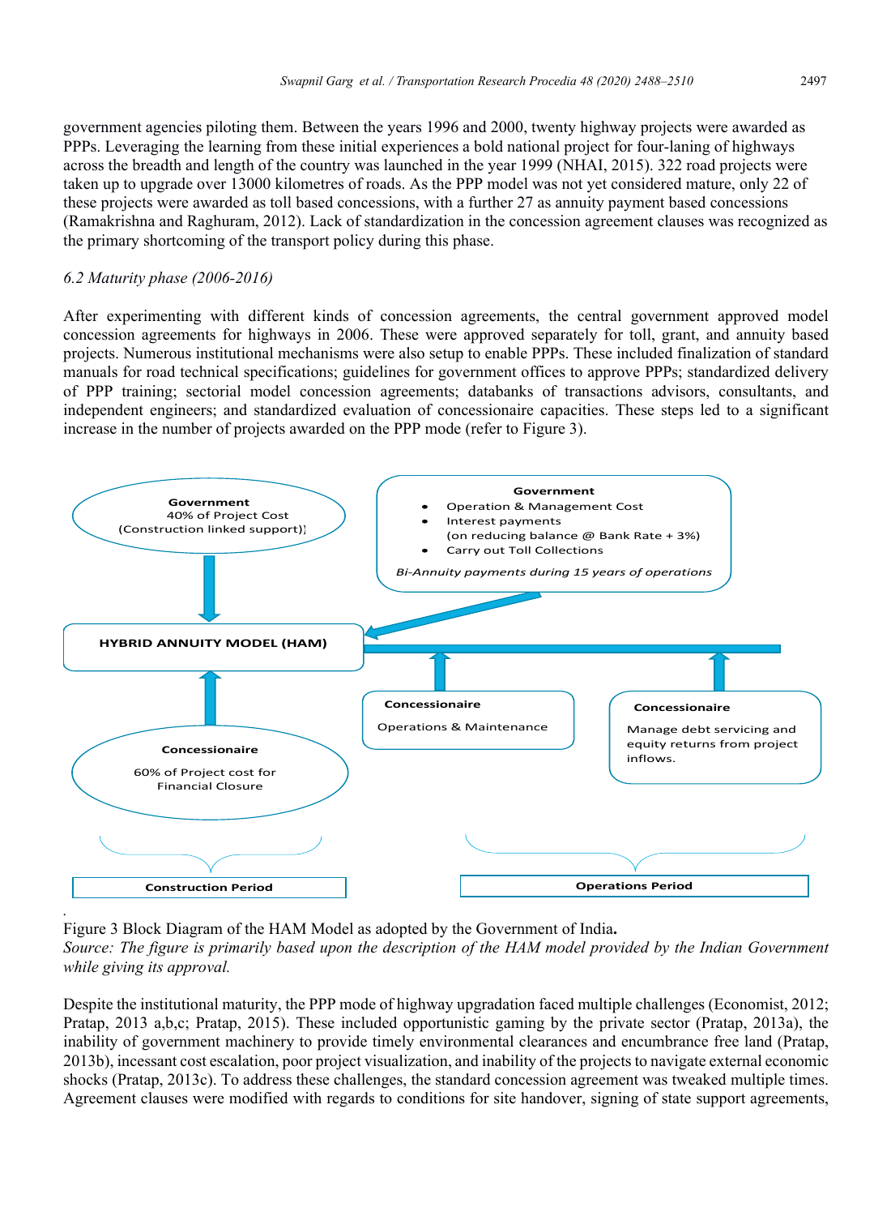government agencies piloting them. Between the years 1996 and 2000, twenty highway projects were awarded as PPPs. Leveraging the learning from these initial experiences a bold national project for four-laning of highways across the breadth and length of the country was launched in the year 1999 (NHAI, 2015). 322 road projects were taken up to upgrade over 13000 kilometres of roads. As the PPP model was not yet considered mature, only 22 of these projects were awarded as toll based concessions, with a further 27 as annuity payment based concessions (Ramakrishna and Raghuram, 2012). Lack of standardization in the concession agreement clauses was recognized as the primary shortcoming of the transport policy during this phase.

### *6.2 Maturity phase (2006-2016)*

After experimenting with different kinds of concession agreements, the central government approved model concession agreements for highways in 2006. These were approved separately for toll, grant, and annuity based projects. Numerous institutional mechanisms were also setup to enable PPPs. These included finalization of standard manuals for road technical specifications; guidelines for government offices to approve PPPs; standardized delivery of PPP training; sectorial model concession agreements; databanks of transactions advisors, consultants, and independent engineers; and standardized evaluation of concessionaire capacities. These steps led to a significant increase in the number of projects awarded on the PPP mode (refer to Figure 3).

**Government**
40% of Project Cost
(Construction linked support)]

**Government**
- Operation & Management Cost
- Interest payments
  (on reducing balance @ Bank Rate + 3%)
- Carry out Toll Collections

*Bi-Annuity payments during 15 years of operations*

**HYBRID ANNUITY MODEL (HAM)**

**Concessionaire**
Operations & Maintenance

**Concessionaire**
Manage debt servicing and equity returns from project inflows.

**Concessionaire**
60% of Project cost for Financial Closure

**Construction Period**

**Operations Period**

Figure 3 Block Diagram of the HAM Model as adopted by the Government of India**.**
*Source: The figure is primarily based upon the description of the HAM model provided by the Indian Government while giving its approval.*

Despite the institutional maturity, the PPP mode of highway upgradation faced multiple challenges (Economist, 2012; Pratap, 2013 a,b,c; Pratap, 2015). These included opportunistic gaming by the private sector (Pratap, 2013a), the inability of government machinery to provide timely environmental clearances and encumbrance free land (Pratap, 2013b), incessant cost escalation, poor project visualization, and inability of the projects to navigate external economic shocks (Pratap, 2013c). To address these challenges, the standard concession agreement was tweaked multiple times. Agreement clauses were modified with regards to conditions for site handover, signing of state support agreements,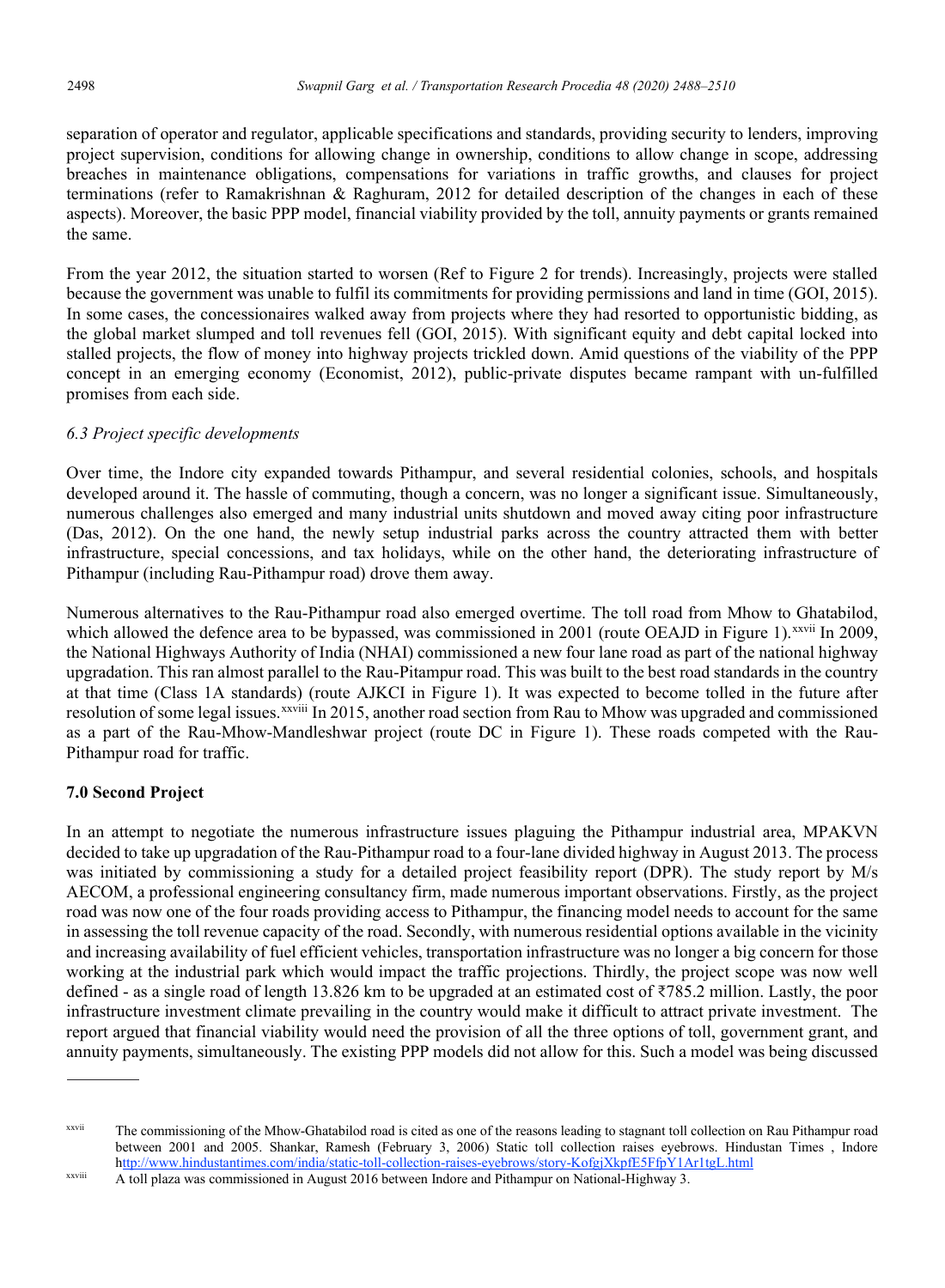separation of operator and regulator, applicable specifications and standards, providing security to lenders, improving project supervision, conditions for allowing change in ownership, conditions to allow change in scope, addressing breaches in maintenance obligations, compensations for variations in traffic growths, and clauses for project terminations (refer to Ramakrishnan & Raghuram, 2012 for detailed description of the changes in each of these aspects). Moreover, the basic PPP model, financial viability provided by the toll, annuity payments or grants remained the same.

From the year 2012, the situation started to worsen (Ref to Figure 2 for trends). Increasingly, projects were stalled because the government was unable to fulfil its commitments for providing permissions and land in time (GOI, 2015). In some cases, the concessionaires walked away from projects where they had resorted to opportunistic bidding, as the global market slumped and toll revenues fell (GOI, 2015). With significant equity and debt capital locked into stalled projects, the flow of money into highway projects trickled down. Amid questions of the viability of the PPP concept in an emerging economy (Economist, 2012), public-private disputes became rampant with un-fulfilled promises from each side.

### *6.3 Project specific developments*

Over time, the Indore city expanded towards Pithampur, and several residential colonies, schools, and hospitals developed around it. The hassle of commuting, though a concern, was no longer a significant issue. Simultaneously, numerous challenges also emerged and many industrial units shutdown and moved away citing poor infrastructure (Das, 2012). On the one hand, the newly setup industrial parks across the country attracted them with better infrastructure, special concessions, and tax holidays, while on the other hand, the deteriorating infrastructure of Pithampur (including Rau-Pithampur road) drove them away.

Numerous alternatives to the Rau-Pithampur road also emerged overtime. The toll road from Mhow to Ghatabilod, which allowed the defence area to be bypassed, was commissioned in 2001 (route OEAJD in Figure 1).[xxvii] In 2009, the National Highways Authority of India (NHAI) commissioned a new four lane road as part of the national highway upgradation. This ran almost parallel to the Rau-Pitampur road. This was built to the best road standards in the country at that time (Class 1A standards) (route AJKCI in Figure 1). It was expected to become tolled in the future after resolution of some legal issues.[xxviii] In 2015, another road section from Rau to Mhow was upgraded and commissioned as a part of the Rau-Mhow-Mandleshwar project (route DC in Figure 1). These roads competed with the Rau-Pithampur road for traffic.

## 7.0 Second Project

In an attempt to negotiate the numerous infrastructure issues plaguing the Pithampur industrial area, MPAKVN decided to take up upgradation of the Rau-Pithampur road to a four-lane divided highway in August 2013. The process was initiated by commissioning a study for a detailed project feasibility report (DPR). The study report by M/s AECOM, a professional engineering consultancy firm, made numerous important observations. Firstly, as the project road was now one of the four roads providing access to Pithampur, the financing model needs to account for the same in assessing the toll revenue capacity of the road. Secondly, with numerous residential options available in the vicinity and increasing availability of fuel efficient vehicles, transportation infrastructure was no longer a big concern for those working at the industrial park which would impact the traffic projections. Thirdly, the project scope was now well defined - as a single road of length 13.826 km to be upgraded at an estimated cost of ₹785.2 million. Lastly, the poor infrastructure investment climate prevailing in the country would make it difficult to attract private investment. The report argued that financial viability would need the provision of all the three options of toll, government grant, and annuity payments, simultaneously. The existing PPP models did not allow for this. Such a model was being discussed

---

[xxvii] The commissioning of the Mhow-Ghatabilod road is cited as one of the reasons leading to stagnant toll collection on Rau Pithampur road between 2001 and 2005. Shankar, Ramesh (February 3, 2006) Static toll collection raises eyebrows. Hindustan Times , Indore http://www.hindustantimes.com/india/static-toll-collection-raises-eyebrows/story-KofgjXkpfE5FfpY1Ar1tgL.html

[xxviii] A toll plaza was commissioned in August 2016 between Indore and Pithampur on National-Highway 3.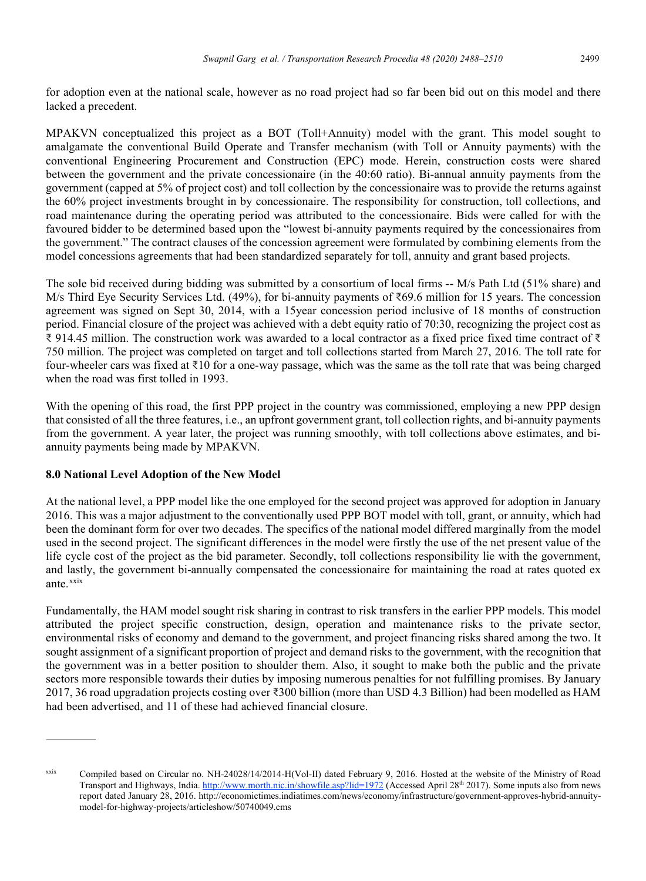for adoption even at the national scale, however as no road project had so far been bid out on this model and there lacked a precedent.

MPAKVN conceptualized this project as a BOT (Toll+Annuity) model with the grant. This model sought to amalgamate the conventional Build Operate and Transfer mechanism (with Toll or Annuity payments) with the conventional Engineering Procurement and Construction (EPC) mode. Herein, construction costs were shared between the government and the private concessionaire (in the 40:60 ratio). Bi-annual annuity payments from the government (capped at 5% of project cost) and toll collection by the concessionaire was to provide the returns against the 60% project investments brought in by concessionaire. The responsibility for construction, toll collections, and road maintenance during the operating period was attributed to the concessionaire. Bids were called for with the favoured bidder to be determined based upon the "lowest bi-annuity payments required by the concessionaires from the government." The contract clauses of the concession agreement were formulated by combining elements from the model concessions agreements that had been standardized separately for toll, annuity and grant based projects.

The sole bid received during bidding was submitted by a consortium of local firms -- M/s Path Ltd (51% share) and M/s Third Eye Security Services Ltd. (49%), for bi-annuity payments of ₹69.6 million for 15 years. The concession agreement was signed on Sept 30, 2014, with a 15year concession period inclusive of 18 months of construction period. Financial closure of the project was achieved with a debt equity ratio of 70:30, recognizing the project cost as ₹ 914.45 million. The construction work was awarded to a local contractor as a fixed price fixed time contract of ₹ 750 million. The project was completed on target and toll collections started from March 27, 2016. The toll rate for four-wheeler cars was fixed at ₹10 for a one-way passage, which was the same as the toll rate that was being charged when the road was first tolled in 1993.

With the opening of this road, the first PPP project in the country was commissioned, employing a new PPP design that consisted of all the three features, i.e., an upfront government grant, toll collection rights, and bi-annuity payments from the government. A year later, the project was running smoothly, with toll collections above estimates, and bi-annuity payments being made by MPAKVN.

## 8.0 National Level Adoption of the New Model

At the national level, a PPP model like the one employed for the second project was approved for adoption in January 2016. This was a major adjustment to the conventionally used PPP BOT model with toll, grant, or annuity, which had been the dominant form for over two decades. The specifics of the national model differed marginally from the model used in the second project. The significant differences in the model were firstly the use of the net present value of the life cycle cost of the project as the bid parameter. Secondly, toll collections responsibility lie with the government, and lastly, the government bi-annually compensated the concessionaire for maintaining the road at rates quoted ex ante.[xxix]

Fundamentally, the HAM model sought risk sharing in contrast to risk transfers in the earlier PPP models. This model attributed the project specific construction, design, operation and maintenance risks to the private sector, environmental risks of economy and demand to the government, and project financing risks shared among the two. It sought assignment of a significant proportion of project and demand risks to the government, with the recognition that the government was in a better position to shoulder them. Also, it sought to make both the public and the private sectors more responsible towards their duties by imposing numerous penalties for not fulfilling promises. By January 2017, 36 road upgradation projects costing over ₹300 billion (more than USD 4.3 Billion) had been modelled as HAM had been advertised, and 11 of these had achieved financial closure.

---

[xxix] Compiled based on Circular no. NH-24028/14/2014-H(Vol-II) dated February 9, 2016. Hosted at the website of the Ministry of Road Transport and Highways, India. http://www.morth.nic.in/showfile.asp?lid=1972 (Accessed April 28th 2017). Some inputs also from news report dated January 28, 2016. http://economictimes.indiatimes.com/news/economy/infrastructure/government-approves-hybrid-annuity-model-for-highway-projects/articleshow/50740049.cms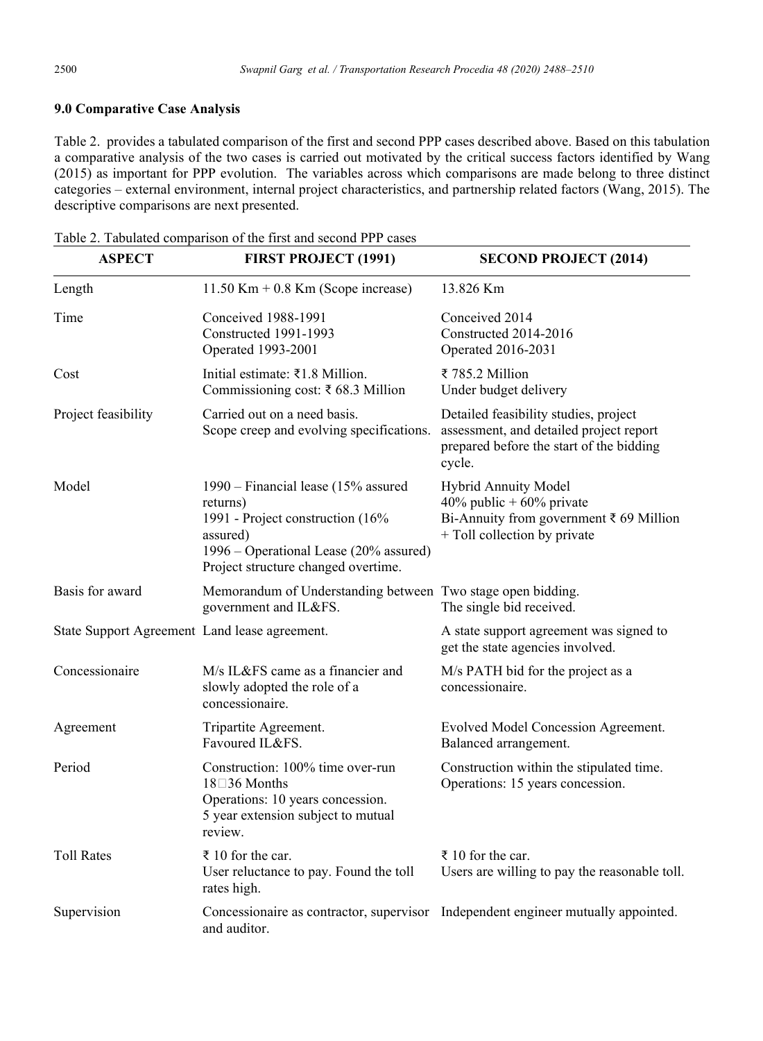## 9.0 Comparative Case Analysis

Table 2. provides a tabulated comparison of the first and second PPP cases described above. Based on this tabulation a comparative analysis of the two cases is carried out motivated by the critical success factors identified by Wang (2015) as important for PPP evolution. The variables across which comparisons are made belong to three distinct categories – external environment, internal project characteristics, and partnership related factors (Wang, 2015). The descriptive comparisons are next presented.

Table 2. Tabulated comparison of the first and second PPP cases

| ASPECT | FIRST PROJECT (1991) | SECOND PROJECT (2014) |
|---|---|---|
| Length | 11.50 Km + 0.8 Km (Scope increase) | 13.826 Km |
| Time | Conceived 1988-1991<br>Constructed 1991-1993<br>Operated 1993-2001 | Conceived 2014<br>Constructed 2014-2016<br>Operated 2016-2031 |
| Cost | Initial estimate: ₹1.8 Million.<br>Commissioning cost: ₹ 68.3 Million | ₹ 785.2 Million<br>Under budget delivery |
| Project feasibility | Carried out on a need basis.<br>Scope creep and evolving specifications. | Detailed feasibility studies, project assessment, and detailed project report prepared before the start of the bidding cycle. |
| Model | 1990 – Financial lease (15% assured returns)<br>1991 - Project construction (16% assured)<br>1996 – Operational Lease (20% assured)<br>Project structure changed overtime. | Hybrid Annuity Model<br>40% public + 60% private<br>Bi-Annuity from government ₹ 69 Million + Toll collection by private |
| Basis for award | Memorandum of Understanding between government and IL&FS. | Two stage open bidding.<br>The single bid received. |
| State Support Agreement | Land lease agreement. | A state support agreement was signed to get the state agencies involved. |
| Concessionaire | M/s IL&FS came as a financier and slowly adopted the role of a concessionaire. | M/s PATH bid for the project as a concessionaire. |
| Agreement | Tripartite Agreement.<br>Favoured IL&FS. | Evolved Model Concession Agreement.<br>Balanced arrangement. |
| Period | Construction: 100% time over-run<br>18→36 Months<br>Operations: 10 years concession.<br>5 year extension subject to mutual review. | Construction within the stipulated time.<br>Operations: 15 years concession. |
| Toll Rates | ₹ 10 for the car.<br>User reluctance to pay. Found the toll rates high. | ₹ 10 for the car.<br>Users are willing to pay the reasonable toll. |
| Supervision | Concessionaire as contractor, supervisor and auditor. | Independent engineer mutually appointed. |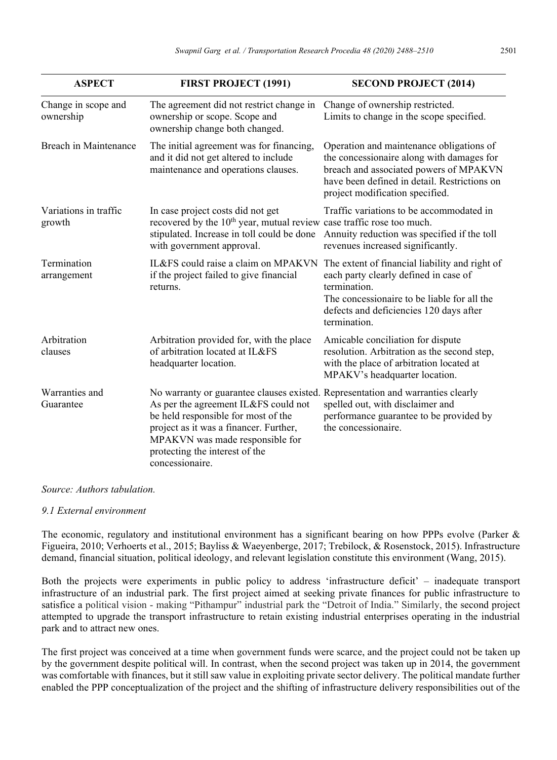| ASPECT | FIRST PROJECT (1991) | SECOND PROJECT (2014) |
|---|---|---|
| Change in scope and ownership | The agreement did not restrict change in ownership or scope. Scope and ownership change both changed. | Change of ownership restricted. Limits to change in the scope specified. |
| Breach in Maintenance | The initial agreement was for financing, and it did not get altered to include maintenance and operations clauses. | Operation and maintenance obligations of the concessionaire along with damages for breach and associated powers of MPAKVN have been defined in detail. Restrictions on project modification specified. |
| Variations in traffic growth | In case project costs did not get recovered by the 10th year, mutual review stipulated. Increase in toll could be done with government approval. | Traffic variations to be accommodated in case traffic rose too much. Annuity reduction was specified if the toll revenues increased significantly. |
| Termination arrangement | IL&FS could raise a claim on MPAKVN if the project failed to give financial returns. | The extent of financial liability and right of each party clearly defined in case of termination. The concessionaire to be liable for all the defects and deficiencies 120 days after termination. |
| Arbitration clauses | Arbitration provided for, with the place of arbitration located at IL&FS headquarter location. | Amicable conciliation for dispute resolution. Arbitration as the second step, with the place of arbitration located at MPAKV's headquarter location. |
| Warranties and Guarantee | No warranty or guarantee clauses existed. As per the agreement IL&FS could not be held responsible for most of the project as it was a financer. Further, MPAKVN was made responsible for protecting the interest of the concessionaire. | Representation and warranties clearly spelled out, with disclaimer and performance guarantee to be provided by the concessionaire. |

*Source: Authors tabulation.*

### *9.1 External environment*

The economic, regulatory and institutional environment has a significant bearing on how PPPs evolve (Parker & Figueira, 2010; Verhoerts et al., 2015; Bayliss & Waeyenberge, 2017; Trebilock, & Rosenstock, 2015). Infrastructure demand, financial situation, political ideology, and relevant legislation constitute this environment (Wang, 2015).

Both the projects were experiments in public policy to address 'infrastructure deficit' – inadequate transport infrastructure of an industrial park. The first project aimed at seeking private finances for public infrastructure to satisfice a political vision - making "Pithampur" industrial park the "Detroit of India." Similarly, the second project attempted to upgrade the transport infrastructure to retain existing industrial enterprises operating in the industrial park and to attract new ones.

The first project was conceived at a time when government funds were scarce, and the project could not be taken up by the government despite political will. In contrast, when the second project was taken up in 2014, the government was comfortable with finances, but it still saw value in exploiting private sector delivery. The political mandate further enabled the PPP conceptualization of the project and the shifting of infrastructure delivery responsibilities out of the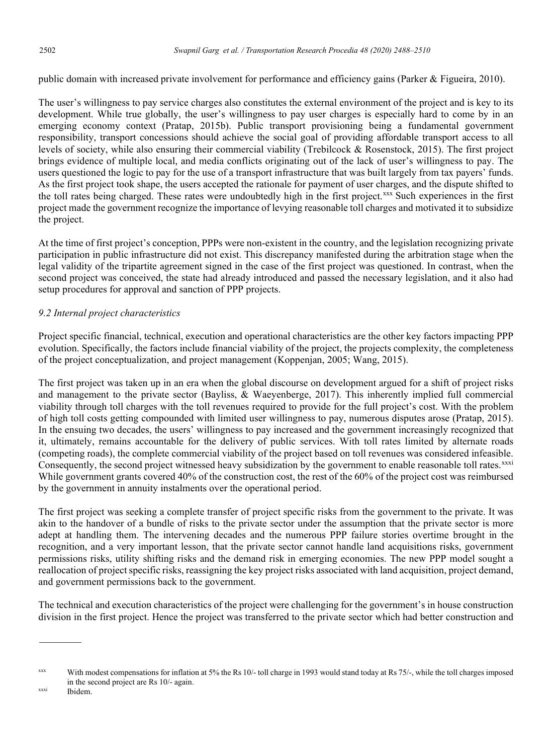public domain with increased private involvement for performance and efficiency gains (Parker & Figueira, 2010).

The user's willingness to pay service charges also constitutes the external environment of the project and is key to its development. While true globally, the user's willingness to pay user charges is especially hard to come by in an emerging economy context (Pratap, 2015b). Public transport provisioning being a fundamental government responsibility, transport concessions should achieve the social goal of providing affordable transport access to all levels of society, while also ensuring their commercial viability (Trebilcock & Rosenstock, 2015). The first project brings evidence of multiple local, and media conflicts originating out of the lack of user's willingness to pay. The users questioned the logic to pay for the use of a transport infrastructure that was built largely from tax payers' funds. As the first project took shape, the users accepted the rationale for payment of user charges, and the dispute shifted to the toll rates being charged. These rates were undoubtedly high in the first project.[xxx] Such experiences in the first project made the government recognize the importance of levying reasonable toll charges and motivated it to subsidize the project.

At the time of first project's conception, PPPs were non-existent in the country, and the legislation recognizing private participation in public infrastructure did not exist. This discrepancy manifested during the arbitration stage when the legal validity of the tripartite agreement signed in the case of the first project was questioned. In contrast, when the second project was conceived, the state had already introduced and passed the necessary legislation, and it also had setup procedures for approval and sanction of PPP projects.

### *9.2 Internal project characteristics*

Project specific financial, technical, execution and operational characteristics are the other key factors impacting PPP evolution. Specifically, the factors include financial viability of the project, the projects complexity, the completeness of the project conceptualization, and project management (Koppenjan, 2005; Wang, 2015).

The first project was taken up in an era when the global discourse on development argued for a shift of project risks and management to the private sector (Bayliss, & Waeyenberge, 2017). This inherently implied full commercial viability through toll charges with the toll revenues required to provide for the full project's cost. With the problem of high toll costs getting compounded with limited user willingness to pay, numerous disputes arose (Pratap, 2015). In the ensuing two decades, the users' willingness to pay increased and the government increasingly recognized that it, ultimately, remains accountable for the delivery of public services. With toll rates limited by alternate roads (competing roads), the complete commercial viability of the project based on toll revenues was considered infeasible. Consequently, the second project witnessed heavy subsidization by the government to enable reasonable toll rates.[xxxi] While government grants covered 40% of the construction cost, the rest of the 60% of the project cost was reimbursed by the government in annuity instalments over the operational period.

The first project was seeking a complete transfer of project specific risks from the government to the private. It was akin to the handover of a bundle of risks to the private sector under the assumption that the private sector is more adept at handling them. The intervening decades and the numerous PPP failure stories overtime brought in the recognition, and a very important lesson, that the private sector cannot handle land acquisitions risks, government permissions risks, utility shifting risks and the demand risk in emerging economies. The new PPP model sought a reallocation of project specific risks, reassigning the key project risks associated with land acquisition, project demand, and government permissions back to the government.

The technical and execution characteristics of the project were challenging for the government's in house construction division in the first project. Hence the project was transferred to the private sector which had better construction and

---

[xxx] With modest compensations for inflation at 5% the Rs 10/- toll charge in 1993 would stand today at Rs 75/-, while the toll charges imposed in the second project are Rs 10/- again.

[xxxi] Ibidem.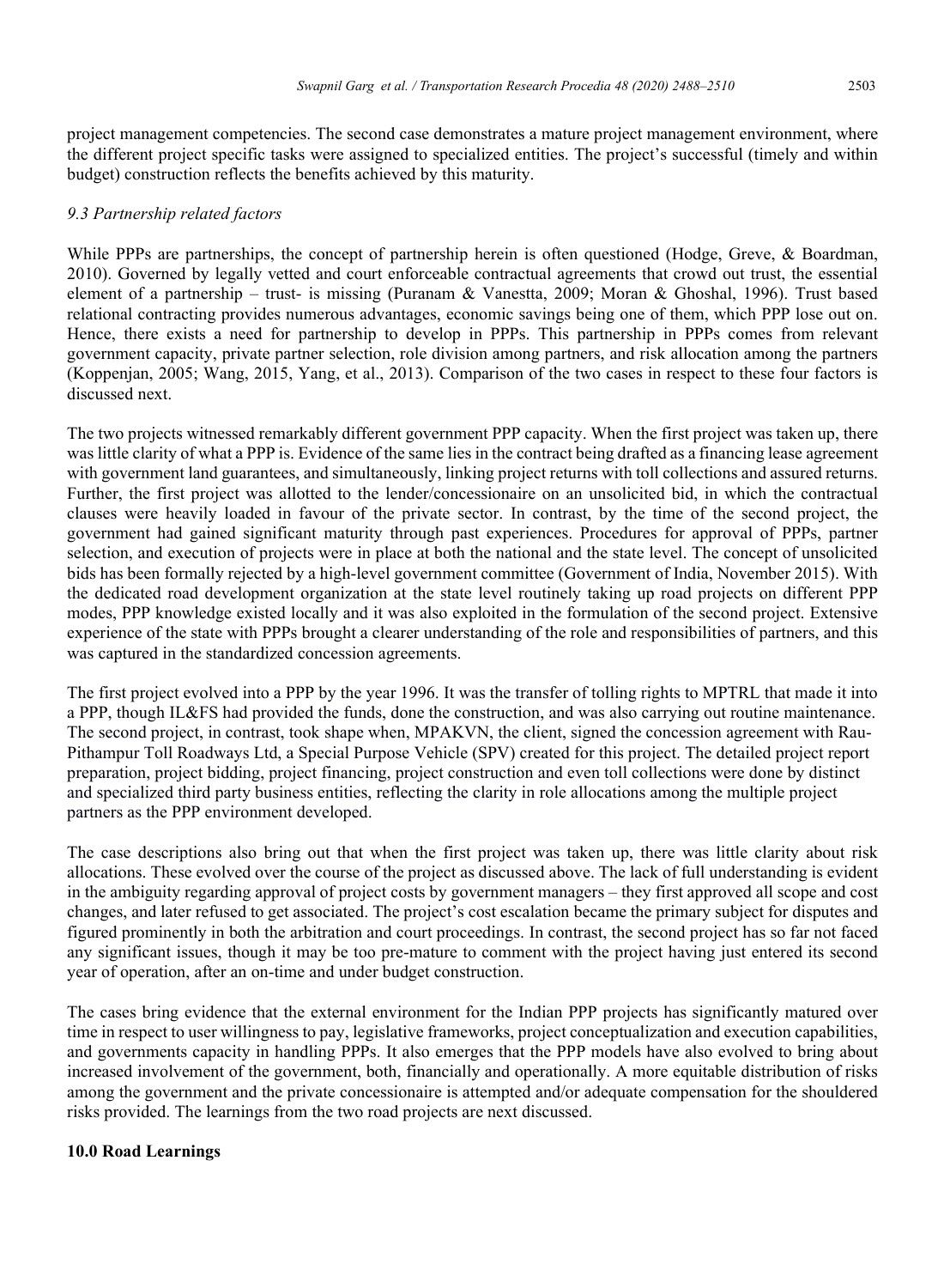project management competencies. The second case demonstrates a mature project management environment, where the different project specific tasks were assigned to specialized entities. The project's successful (timely and within budget) construction reflects the benefits achieved by this maturity.

### *9.3 Partnership related factors*

While PPPs are partnerships, the concept of partnership herein is often questioned (Hodge, Greve, & Boardman, 2010). Governed by legally vetted and court enforceable contractual agreements that crowd out trust, the essential element of a partnership – trust- is missing (Puranam & Vanestta, 2009; Moran & Ghoshal, 1996). Trust based relational contracting provides numerous advantages, economic savings being one of them, which PPP lose out on. Hence, there exists a need for partnership to develop in PPPs. This partnership in PPPs comes from relevant government capacity, private partner selection, role division among partners, and risk allocation among the partners (Koppenjan, 2005; Wang, 2015, Yang, et al., 2013). Comparison of the two cases in respect to these four factors is discussed next.

The two projects witnessed remarkably different government PPP capacity. When the first project was taken up, there was little clarity of what a PPP is. Evidence of the same lies in the contract being drafted as a financing lease agreement with government land guarantees, and simultaneously, linking project returns with toll collections and assured returns. Further, the first project was allotted to the lender/concessionaire on an unsolicited bid, in which the contractual clauses were heavily loaded in favour of the private sector. In contrast, by the time of the second project, the government had gained significant maturity through past experiences. Procedures for approval of PPPs, partner selection, and execution of projects were in place at both the national and the state level. The concept of unsolicited bids has been formally rejected by a high-level government committee (Government of India, November 2015). With the dedicated road development organization at the state level routinely taking up road projects on different PPP modes, PPP knowledge existed locally and it was also exploited in the formulation of the second project. Extensive experience of the state with PPPs brought a clearer understanding of the role and responsibilities of partners, and this was captured in the standardized concession agreements.

The first project evolved into a PPP by the year 1996. It was the transfer of tolling rights to MPTRL that made it into a PPP, though IL&FS had provided the funds, done the construction, and was also carrying out routine maintenance. The second project, in contrast, took shape when, MPAKVN, the client, signed the concession agreement with Rau-Pithampur Toll Roadways Ltd, a Special Purpose Vehicle (SPV) created for this project. The detailed project report preparation, project bidding, project financing, project construction and even toll collections were done by distinct and specialized third party business entities, reflecting the clarity in role allocations among the multiple project partners as the PPP environment developed.

The case descriptions also bring out that when the first project was taken up, there was little clarity about risk allocations. These evolved over the course of the project as discussed above. The lack of full understanding is evident in the ambiguity regarding approval of project costs by government managers – they first approved all scope and cost changes, and later refused to get associated. The project's cost escalation became the primary subject for disputes and figured prominently in both the arbitration and court proceedings. In contrast, the second project has so far not faced any significant issues, though it may be too pre-mature to comment with the project having just entered its second year of operation, after an on-time and under budget construction.

The cases bring evidence that the external environment for the Indian PPP projects has significantly matured over time in respect to user willingness to pay, legislative frameworks, project conceptualization and execution capabilities, and governments capacity in handling PPPs. It also emerges that the PPP models have also evolved to bring about increased involvement of the government, both, financially and operationally. A more equitable distribution of risks among the government and the private concessionaire is attempted and/or adequate compensation for the shouldered risks provided. The learnings from the two road projects are next discussed.

## **10.0 Road Learnings**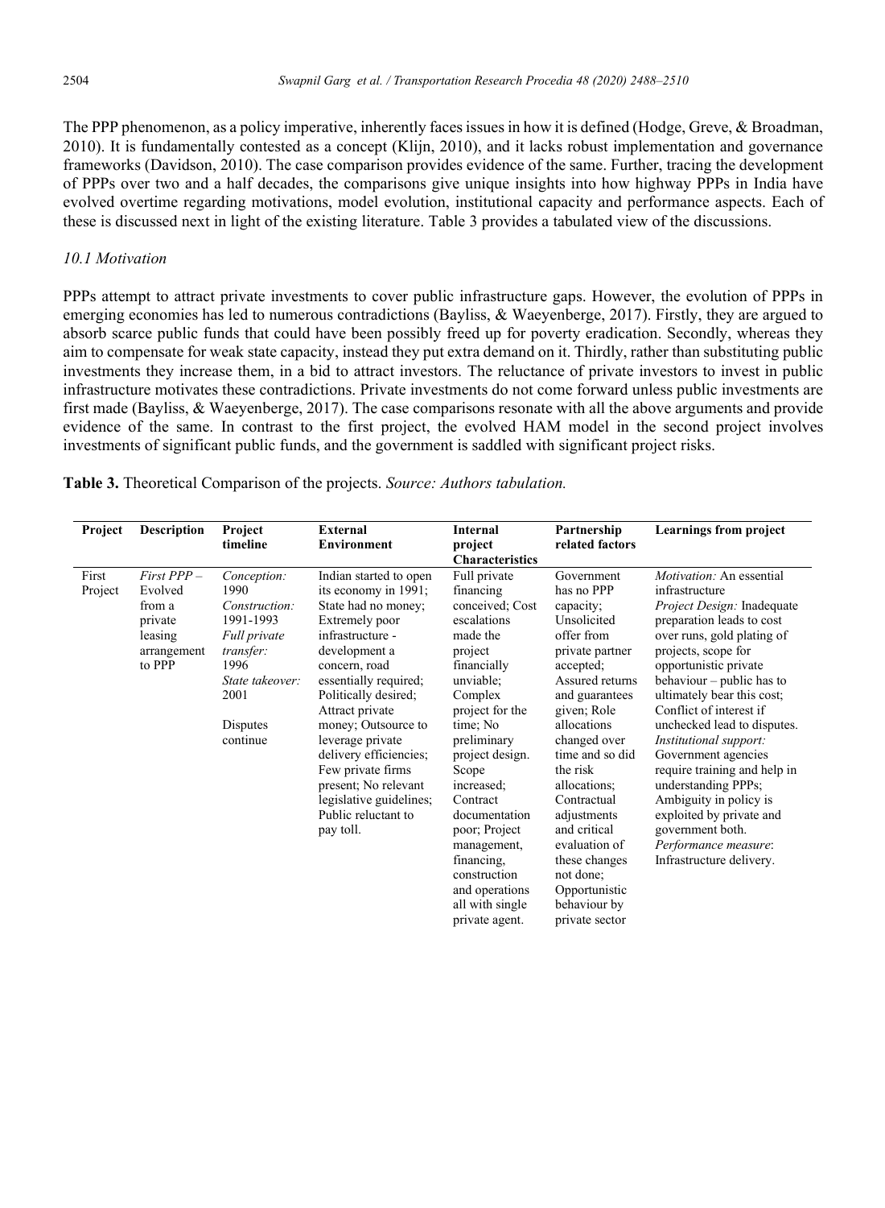The PPP phenomenon, as a policy imperative, inherently faces issues in how it is defined (Hodge, Greve, & Broadman, 2010). It is fundamentally contested as a concept (Klijn, 2010), and it lacks robust implementation and governance frameworks (Davidson, 2010). The case comparison provides evidence of the same. Further, tracing the development of PPPs over two and a half decades, the comparisons give unique insights into how highway PPPs in India have evolved overtime regarding motivations, model evolution, institutional capacity and performance aspects. Each of these is discussed next in light of the existing literature. Table 3 provides a tabulated view of the discussions.

### *10.1 Motivation*

PPPs attempt to attract private investments to cover public infrastructure gaps. However, the evolution of PPPs in emerging economies has led to numerous contradictions (Bayliss, & Waeyenberge, 2017). Firstly, they are argued to absorb scarce public funds that could have been possibly freed up for poverty eradication. Secondly, whereas they aim to compensate for weak state capacity, instead they put extra demand on it. Thirdly, rather than substituting public investments they increase them, in a bid to attract investors. The reluctance of private investors to invest in public infrastructure motivates these contradictions. Private investments do not come forward unless public investments are first made (Bayliss, & Waeyenberge, 2017). The case comparisons resonate with all the above arguments and provide evidence of the same. In contrast to the first project, the evolved HAM model in the second project involves investments of significant public funds, and the government is saddled with significant project risks.

**Table 3.** Theoretical Comparison of the projects. *Source: Authors tabulation.*

| Project | Description | Project timeline | External Environment | Internal project Characteristics | Partnership related factors | Learnings from project |
|---|---|---|---|---|---|---|
| First Project | *First PPP –* Evolved from a private leasing arrangement to PPP | *Conception:* 1990 *Construction:* 1991-1993 *Full private transfer:* 1996 *State takeover:* 2001 Disputes continue | Indian started to open its economy in 1991; State had no money; Extremely poor infrastructure - development a concern, road essentially required; Politically desired; Attract private money; Outsource to leverage private delivery efficiencies; Few private firms present; No relevant legislative guidelines; Public reluctant to pay toll. | Full private financing conceived; Cost escalations made the project financially unviable; Complex project for the time; No preliminary project design. Scope increased; Contract documentation poor; Project management, financing, construction and operations all with single private agent. | Government has no PPP capacity; Unsolicited offer from private partner accepted; Assured returns and guarantees given; Role allocations changed over time and so did the risk allocations; Contractual adjustments and critical evaluation of these changes not done; Opportunistic behaviour by private sector | *Motivation:* An essential infrastructure *Project Design:* Inadequate preparation leads to cost over runs, gold plating of projects, scope for opportunistic private behaviour – public has to ultimately bear this cost; Conflict of interest if unchecked lead to disputes. *Institutional support:* Government agencies require training and help in understanding PPPs; Ambiguity in policy is exploited by private and government both. *Performance measure*: Infrastructure delivery. |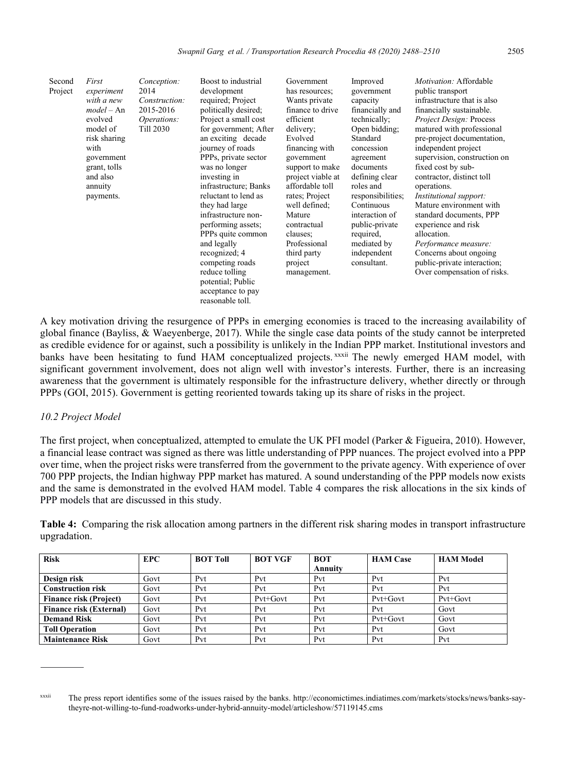| Second Project | *First experiment with a new model* – An evolved model of risk sharing with government grant, tolls and also annuity payments. | *Conception:* 2014 *Construction:* 2015-2016 *Operations:* Till 2030 | Boost to industrial development required; Project politically desired; Project a small cost for government; After an exciting decade journey of roads PPPs, private sector was no longer investing in infrastructure; Banks reluctant to lend as they had large infrastructure non-performing assets; PPPs quite common and legally recognized; 4 competing roads reduce tolling potential; Public acceptance to pay reasonable toll. | Government has resources; Wants private finance to drive efficient delivery; Evolved financing with government support to make project viable at affordable toll rates; Project well defined; Mature contractual clauses; Professional third party project management. | Improved government capacity financially and technically; Open bidding; Standard concession agreement documents defining clear roles and responsibilities; Continuous interaction of public-private required, mediated by independent consultant. | *Motivation:* Affordable public transport infrastructure that is also financially sustainable. *Project Design:* Process matured with professional pre-project documentation, independent project supervision, construction on fixed cost by sub-contractor, distinct toll operations. *Institutional support:* Mature environment with standard documents, PPP experience and risk allocation. *Performance measure:* Concerns about ongoing public-private interaction; Over compensation of risks. |
|---|---|---|---|---|---|---|

A key motivation driving the resurgence of PPPs in emerging economies is traced to the increasing availability of global finance (Bayliss, & Waeyenberge, 2017). While the single case data points of the study cannot be interpreted as credible evidence for or against, such a possibility is unlikely in the Indian PPP market. Institutional investors and banks have been hesitating to fund HAM conceptualized projects.[xxxii] The newly emerged HAM model, with significant government involvement, does not align well with investor's interests. Further, there is an increasing awareness that the government is ultimately responsible for the infrastructure delivery, whether directly or through PPPs (GOI, 2015). Government is getting reoriented towards taking up its share of risks in the project.

### *10.2 Project Model*

The first project, when conceptualized, attempted to emulate the UK PFI model (Parker & Figueira, 2010). However, a financial lease contract was signed as there was little understanding of PPP nuances. The project evolved into a PPP over time, when the project risks were transferred from the government to the private agency. With experience of over 700 PPP projects, the Indian highway PPP market has matured. A sound understanding of the PPP models now exists and the same is demonstrated in the evolved HAM model. Table 4 compares the risk allocations in the six kinds of PPP models that are discussed in this study.

**Table 4:** Comparing the risk allocation among partners in the different risk sharing modes in transport infrastructure upgradation.

| Risk | EPC | BOT Toll | BOT VGF | BOT Annuity | HAM Case | HAM Model |
|---|---|---|---|---|---|---|
| Design risk | Govt | Pvt | Pvt | Pvt | Pvt | Pvt |
| Construction risk | Govt | Pvt | Pvt | Pvt | Pvt | Pvt |
| Finance risk (Project) | Govt | Pvt | Pvt+Govt | Pvt | Pvt+Govt | Pvt+Govt |
| Finance risk (External) | Govt | Pvt | Pvt | Pvt | Pvt | Govt |
| Demand Risk | Govt | Pvt | Pvt | Pvt | Pvt+Govt | Govt |
| Toll Operation | Govt | Pvt | Pvt | Pvt | Pvt | Govt |
| Maintenance Risk | Govt | Pvt | Pvt | Pvt | Pvt | Pvt |

---

[xxxii] The press report identifies some of the issues raised by the banks. http://economictimes.indiatimes.com/markets/stocks/news/banks-say-theyre-not-willing-to-fund-roadworks-under-hybrid-annuity-model/articleshow/57119145.cms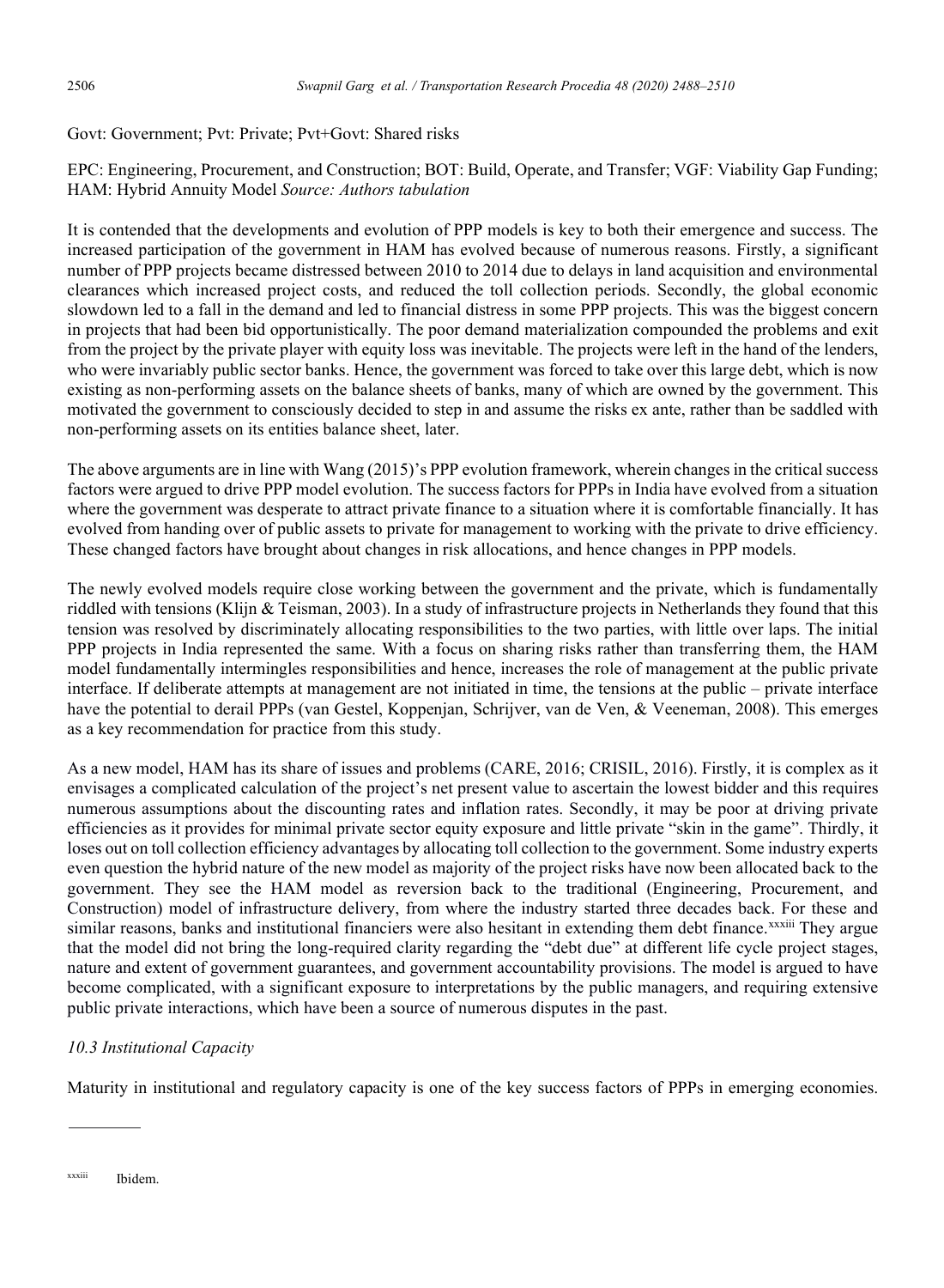Govt: Government; Pvt: Private; Pvt+Govt: Shared risks

EPC: Engineering, Procurement, and Construction; BOT: Build, Operate, and Transfer; VGF: Viability Gap Funding; HAM: Hybrid Annuity Model *Source: Authors tabulation*

It is contended that the developments and evolution of PPP models is key to both their emergence and success. The increased participation of the government in HAM has evolved because of numerous reasons. Firstly, a significant number of PPP projects became distressed between 2010 to 2014 due to delays in land acquisition and environmental clearances which increased project costs, and reduced the toll collection periods. Secondly, the global economic slowdown led to a fall in the demand and led to financial distress in some PPP projects. This was the biggest concern in projects that had been bid opportunistically. The poor demand materialization compounded the problems and exit from the project by the private player with equity loss was inevitable. The projects were left in the hand of the lenders, who were invariably public sector banks. Hence, the government was forced to take over this large debt, which is now existing as non-performing assets on the balance sheets of banks, many of which are owned by the government. This motivated the government to consciously decided to step in and assume the risks ex ante, rather than be saddled with non-performing assets on its entities balance sheet, later.

The above arguments are in line with Wang (2015)'s PPP evolution framework, wherein changes in the critical success factors were argued to drive PPP model evolution. The success factors for PPPs in India have evolved from a situation where the government was desperate to attract private finance to a situation where it is comfortable financially. It has evolved from handing over of public assets to private for management to working with the private to drive efficiency. These changed factors have brought about changes in risk allocations, and hence changes in PPP models.

The newly evolved models require close working between the government and the private, which is fundamentally riddled with tensions (Klijn & Teisman, 2003). In a study of infrastructure projects in Netherlands they found that this tension was resolved by discriminately allocating responsibilities to the two parties, with little over laps. The initial PPP projects in India represented the same. With a focus on sharing risks rather than transferring them, the HAM model fundamentally intermingles responsibilities and hence, increases the role of management at the public private interface. If deliberate attempts at management are not initiated in time, the tensions at the public – private interface have the potential to derail PPPs (van Gestel, Koppenjan, Schrijver, van de Ven, & Veeneman, 2008). This emerges as a key recommendation for practice from this study.

As a new model, HAM has its share of issues and problems (CARE, 2016; CRISIL, 2016). Firstly, it is complex as it envisages a complicated calculation of the project's net present value to ascertain the lowest bidder and this requires numerous assumptions about the discounting rates and inflation rates. Secondly, it may be poor at driving private efficiencies as it provides for minimal private sector equity exposure and little private "skin in the game". Thirdly, it loses out on toll collection efficiency advantages by allocating toll collection to the government. Some industry experts even question the hybrid nature of the new model as majority of the project risks have now been allocated back to the government. They see the HAM model as reversion back to the traditional (Engineering, Procurement, and Construction) model of infrastructure delivery, from where the industry started three decades back. For these and similar reasons, banks and institutional financiers were also hesitant in extending them debt finance.[xxxiii] They argue that the model did not bring the long-required clarity regarding the "debt due" at different life cycle project stages, nature and extent of government guarantees, and government accountability provisions. The model is argued to have become complicated, with a significant exposure to interpretations by the public managers, and requiring extensive public private interactions, which have been a source of numerous disputes in the past.

### *10.3 Institutional Capacity*

Maturity in institutional and regulatory capacity is one of the key success factors of PPPs in emerging economies.

---

[xxxiii] Ibidem.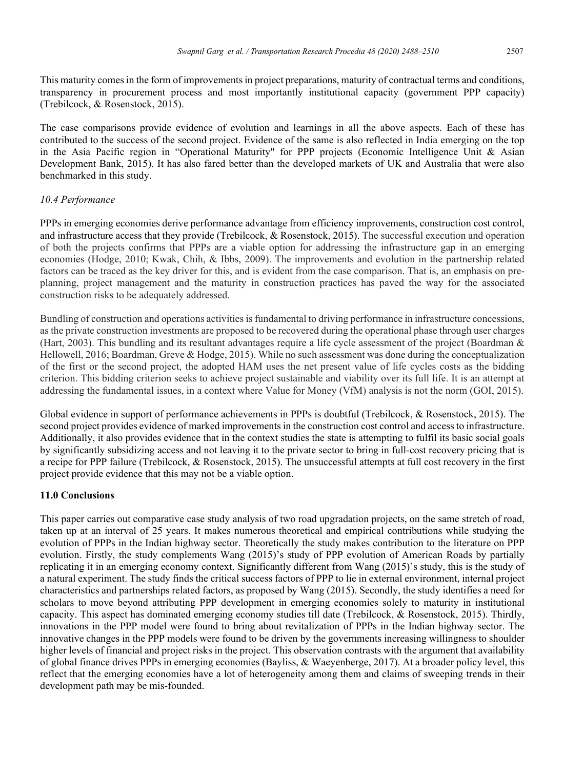This maturity comes in the form of improvements in project preparations, maturity of contractual terms and conditions, transparency in procurement process and most importantly institutional capacity (government PPP capacity) (Trebilcock, & Rosenstock, 2015).

The case comparisons provide evidence of evolution and learnings in all the above aspects. Each of these has contributed to the success of the second project. Evidence of the same is also reflected in India emerging on the top in the Asia Pacific region in "Operational Maturity" for PPP projects (Economic Intelligence Unit & Asian Development Bank, 2015). It has also fared better than the developed markets of UK and Australia that were also benchmarked in this study.

### *10.4 Performance*

PPPs in emerging economies derive performance advantage from efficiency improvements, construction cost control, and infrastructure access that they provide (Trebilcock, & Rosenstock, 2015). The successful execution and operation of both the projects confirms that PPPs are a viable option for addressing the infrastructure gap in an emerging economies (Hodge, 2010; Kwak, Chih, & Ibbs, 2009). The improvements and evolution in the partnership related factors can be traced as the key driver for this, and is evident from the case comparison. That is, an emphasis on pre-planning, project management and the maturity in construction practices has paved the way for the associated construction risks to be adequately addressed.

Bundling of construction and operations activities is fundamental to driving performance in infrastructure concessions, as the private construction investments are proposed to be recovered during the operational phase through user charges (Hart, 2003). This bundling and its resultant advantages require a life cycle assessment of the project (Boardman & Hellowell, 2016; Boardman, Greve & Hodge, 2015). While no such assessment was done during the conceptualization of the first or the second project, the adopted HAM uses the net present value of life cycles costs as the bidding criterion. This bidding criterion seeks to achieve project sustainable and viability over its full life. It is an attempt at addressing the fundamental issues, in a context where Value for Money (VfM) analysis is not the norm (GOI, 2015).

Global evidence in support of performance achievements in PPPs is doubtful (Trebilcock, & Rosenstock, 2015). The second project provides evidence of marked improvements in the construction cost control and access to infrastructure. Additionally, it also provides evidence that in the context studies the state is attempting to fulfil its basic social goals by significantly subsidizing access and not leaving it to the private sector to bring in full-cost recovery pricing that is a recipe for PPP failure (Trebilcock, & Rosenstock, 2015). The unsuccessful attempts at full cost recovery in the first project provide evidence that this may not be a viable option.

## 11.0 Conclusions

This paper carries out comparative case study analysis of two road upgradation projects, on the same stretch of road, taken up at an interval of 25 years. It makes numerous theoretical and empirical contributions while studying the evolution of PPPs in the Indian highway sector. Theoretically the study makes contribution to the literature on PPP evolution. Firstly, the study complements Wang (2015)'s study of PPP evolution of American Roads by partially replicating it in an emerging economy context. Significantly different from Wang (2015)'s study, this is the study of a natural experiment. The study finds the critical success factors of PPP to lie in external environment, internal project characteristics and partnerships related factors, as proposed by Wang (2015). Secondly, the study identifies a need for scholars to move beyond attributing PPP development in emerging economies solely to maturity in institutional capacity. This aspect has dominated emerging economy studies till date (Trebilcock, & Rosenstock, 2015). Thirdly, innovations in the PPP model were found to bring about revitalization of PPPs in the Indian highway sector. The innovative changes in the PPP models were found to be driven by the governments increasing willingness to shoulder higher levels of financial and project risks in the project. This observation contrasts with the argument that availability of global finance drives PPPs in emerging economies (Bayliss, & Waeyenberge, 2017). At a broader policy level, this reflect that the emerging economies have a lot of heterogeneity among them and claims of sweeping trends in their development path may be mis-founded.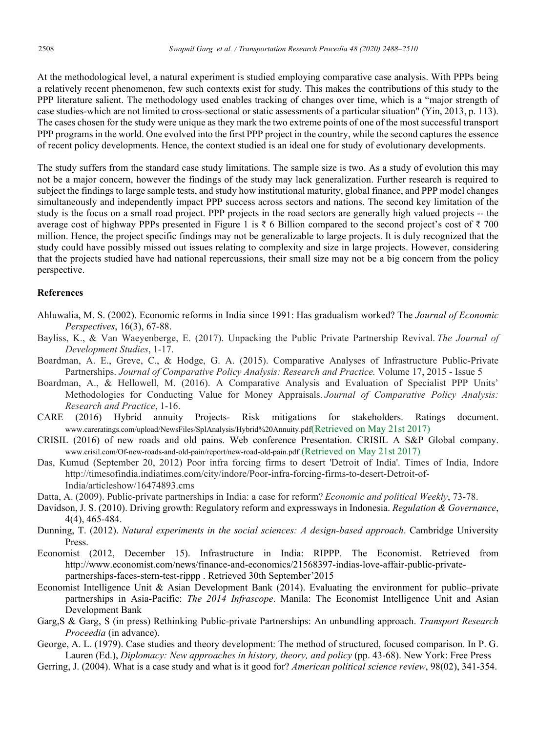At the methodological level, a natural experiment is studied employing comparative case analysis. With PPPs being a relatively recent phenomenon, few such contexts exist for study. This makes the contributions of this study to the PPP literature salient. The methodology used enables tracking of changes over time, which is a "major strength of case studies-which are not limited to cross-sectional or static assessments of a particular situation" (Yin, 2013, p. 113). The cases chosen for the study were unique as they mark the two extreme points of one of the most successful transport PPP programs in the world. One evolved into the first PPP project in the country, while the second captures the essence of recent policy developments. Hence, the context studied is an ideal one for study of evolutionary developments.

The study suffers from the standard case study limitations. The sample size is two. As a study of evolution this may not be a major concern, however the findings of the study may lack generalization. Further research is required to subject the findings to large sample tests, and study how institutional maturity, global finance, and PPP model changes simultaneously and independently impact PPP success across sectors and nations. The second key limitation of the study is the focus on a small road project. PPP projects in the road sectors are generally high valued projects -- the average cost of highway PPPs presented in Figure 1 is ₹ 6 Billion compared to the second project's cost of ₹ 700 million. Hence, the project specific findings may not be generalizable to large projects. It is duly recognized that the study could have possibly missed out issues relating to complexity and size in large projects. However, considering that the projects studied have had national repercussions, their small size may not be a big concern from the policy perspective.

## References

Ahluwalia, M. S. (2002). Economic reforms in India since 1991: Has gradualism worked? The *Journal of Economic Perspectives*, 16(3), 67-88.

Bayliss, K., & Van Waeyenberge, E. (2017). Unpacking the Public Private Partnership Revival. *The Journal of Development Studies*, 1-17.

Boardman, A. E., Greve, C., & Hodge, G. A. (2015). Comparative Analyses of Infrastructure Public-Private Partnerships. *Journal of Comparative Policy Analysis: Research and Practice.* Volume 17, 2015 - Issue 5

Boardman, A., & Hellowell, M. (2016). A Comparative Analysis and Evaluation of Specialist PPP Units' Methodologies for Conducting Value for Money Appraisals. *Journal of Comparative Policy Analysis: Research and Practice*, 1-16.

CARE (2016) Hybrid annuity Projects- Risk mitigations for stakeholders. Ratings document. www.careratings.com/upload/NewsFiles/SplAnalysis/Hybrid%20Annuity.pdf(Retrieved on May 21st 2017)

CRISIL (2016) of new roads and old pains. Web conference Presentation. CRISIL A S&P Global company. www.crisil.com/Of-new-roads-and-old-pain/report/new-road-old-pain.pdf (Retrieved on May 21st 2017)

Das, Kumud (September 20, 2012) Poor infra forcing firms to desert 'Detroit of India'. Times of India, Indore http://timesofindia.indiatimes.com/city/indore/Poor-infra-forcing-firms-to-desert-Detroit-of-India/articleshow/16474893.cms

Datta, A. (2009). Public-private partnerships in India: a case for reform? *Economic and political Weekly*, 73-78.

Davidson, J. S. (2010). Driving growth: Regulatory reform and expressways in Indonesia. *Regulation & Governance*, 4(4), 465-484.

Dunning, T. (2012). *Natural experiments in the social sciences: A design-based approach*. Cambridge University Press.

Economist (2012, December 15). Infrastructure in India: RIPPP. The Economist. Retrieved from http://www.economist.com/news/finance-and-economics/21568397-indias-love-affair-public-private-partnerships-faces-stern-test-rippp . Retrieved 30th September'2015

Economist Intelligence Unit & Asian Development Bank (2014). Evaluating the environment for public–private partnerships in Asia-Pacific: *The 2014 Infrascope*. Manila: The Economist Intelligence Unit and Asian Development Bank

Garg,S & Garg, S (in press) Rethinking Public-private Partnerships: An unbundling approach. *Transport Research Proceedia* (in advance).

George, A. L. (1979). Case studies and theory development: The method of structured, focused comparison. In P. G. Lauren (Ed.), *Diplomacy: New approaches in history, theory, and policy* (pp. 43-68). New York: Free Press

Gerring, J. (2004). What is a case study and what is it good for? *American political science review*, 98(02), 341-354.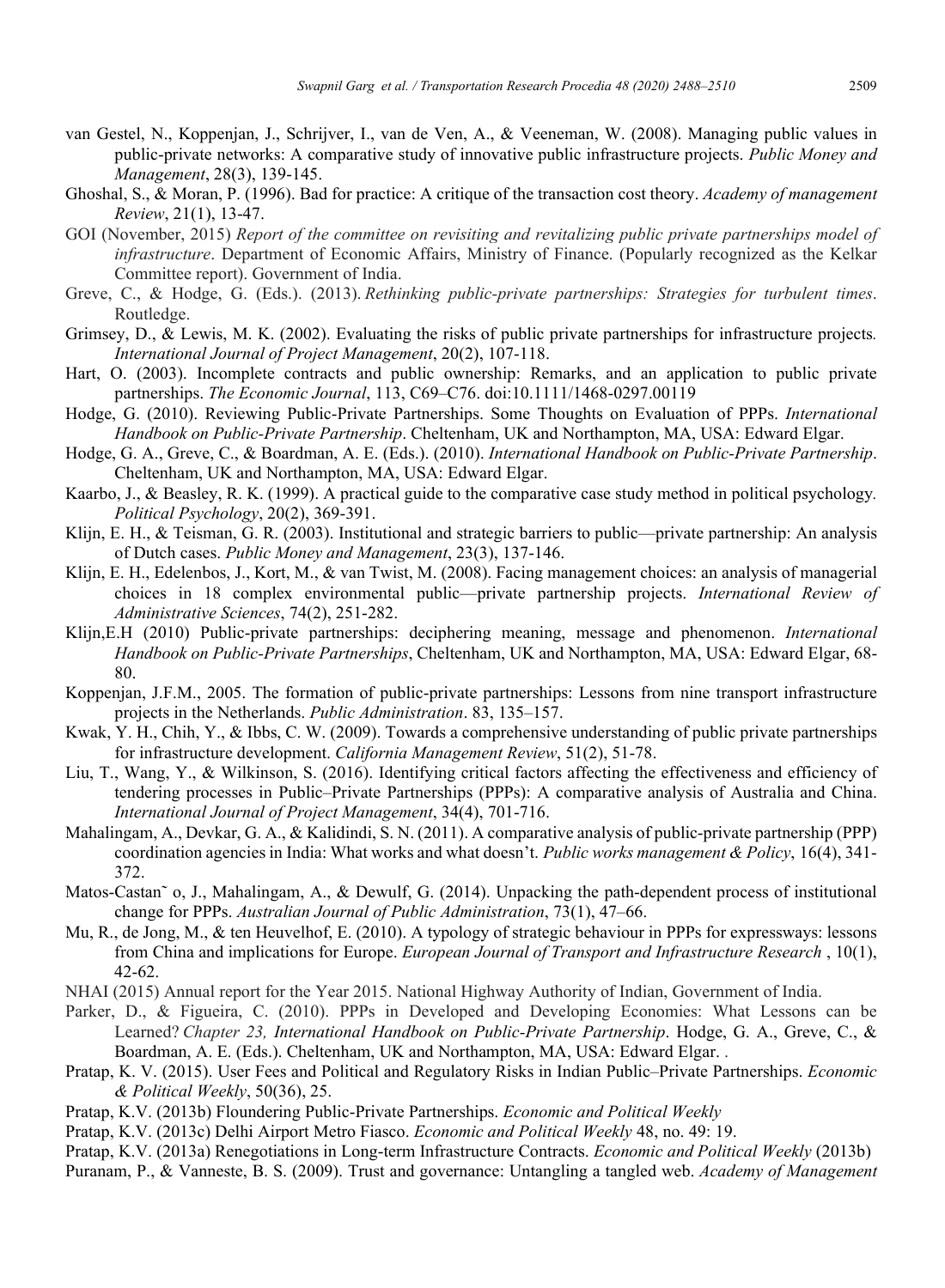van Gestel, N., Koppenjan, J., Schrijver, I., van de Ven, A., & Veeneman, W. (2008). Managing public values in public-private networks: A comparative study of innovative public infrastructure projects. *Public Money and Management*, 28(3), 139-145.

Ghoshal, S., & Moran, P. (1996). Bad for practice: A critique of the transaction cost theory. *Academy of management Review*, 21(1), 13-47.

GOI (November, 2015) *Report of the committee on revisiting and revitalizing public private partnerships model of infrastructure*. Department of Economic Affairs, Ministry of Finance. (Popularly recognized as the Kelkar Committee report). Government of India.

Greve, C., & Hodge, G. (Eds.). (2013). *Rethinking public-private partnerships: Strategies for turbulent times*. Routledge.

Grimsey, D., & Lewis, M. K. (2002). Evaluating the risks of public private partnerships for infrastructure projects. *International Journal of Project Management*, 20(2), 107-118.

Hart, O. (2003). Incomplete contracts and public ownership: Remarks, and an application to public private partnerships. *The Economic Journal*, 113, C69–C76. doi:10.1111/1468-0297.00119

Hodge, G. (2010). Reviewing Public-Private Partnerships. Some Thoughts on Evaluation of PPPs. *International Handbook on Public-Private Partnership*. Cheltenham, UK and Northampton, MA, USA: Edward Elgar.

Hodge, G. A., Greve, C., & Boardman, A. E. (Eds.). (2010). *International Handbook on Public-Private Partnership*. Cheltenham, UK and Northampton, MA, USA: Edward Elgar.

Kaarbo, J., & Beasley, R. K. (1999). A practical guide to the comparative case study method in political psychology. *Political Psychology*, 20(2), 369-391.

Klijn, E. H., & Teisman, G. R. (2003). Institutional and strategic barriers to public—private partnership: An analysis of Dutch cases. *Public Money and Management*, 23(3), 137-146.

Klijn, E. H., Edelenbos, J., Kort, M., & van Twist, M. (2008). Facing management choices: an analysis of managerial choices in 18 complex environmental public—private partnership projects. *International Review of Administrative Sciences*, 74(2), 251-282.

Klijn,E.H (2010) Public-private partnerships: deciphering meaning, message and phenomenon. *International Handbook on Public-Private Partnerships*, Cheltenham, UK and Northampton, MA, USA: Edward Elgar, 68-80.

Koppenjan, J.F.M., 2005. The formation of public-private partnerships: Lessons from nine transport infrastructure projects in the Netherlands. *Public Administration*. 83, 135–157.

Kwak, Y. H., Chih, Y., & Ibbs, C. W. (2009). Towards a comprehensive understanding of public private partnerships for infrastructure development. *California Management Review*, 51(2), 51-78.

Liu, T., Wang, Y., & Wilkinson, S. (2016). Identifying critical factors affecting the effectiveness and efficiency of tendering processes in Public–Private Partnerships (PPPs): A comparative analysis of Australia and China. *International Journal of Project Management*, 34(4), 701-716.

Mahalingam, A., Devkar, G. A., & Kalidindi, S. N. (2011). A comparative analysis of public-private partnership (PPP) coordination agencies in India: What works and what doesn't. *Public works management & Policy*, 16(4), 341-372.

Matos-Castan˜ o, J., Mahalingam, A., & Dewulf, G. (2014). Unpacking the path-dependent process of institutional change for PPPs. *Australian Journal of Public Administration*, 73(1), 47–66.

Mu, R., de Jong, M., & ten Heuvelhof, E. (2010). A typology of strategic behaviour in PPPs for expressways: lessons from China and implications for Europe. *European Journal of Transport and Infrastructure Research* , 10(1), 42-62.

NHAI (2015) Annual report for the Year 2015. National Highway Authority of Indian, Government of India.

Parker, D., & Figueira, C. (2010). PPPs in Developed and Developing Economies: What Lessons can be Learned? *Chapter 23, International Handbook on Public-Private Partnership*. Hodge, G. A., Greve, C., & Boardman, A. E. (Eds.). Cheltenham, UK and Northampton, MA, USA: Edward Elgar. .

Pratap, K. V. (2015). User Fees and Political and Regulatory Risks in Indian Public–Private Partnerships. *Economic & Political Weekly*, 50(36), 25.

Pratap, K.V. (2013b) Floundering Public-Private Partnerships. *Economic and Political Weekly*

Pratap, K.V. (2013c) Delhi Airport Metro Fiasco. *Economic and Political Weekly* 48, no. 49: 19.

Pratap, K.V. (2013a) Renegotiations in Long-term Infrastructure Contracts. *Economic and Political Weekly* (2013b)

Puranam, P., & Vanneste, B. S. (2009). Trust and governance: Untangling a tangled web. *Academy of Management*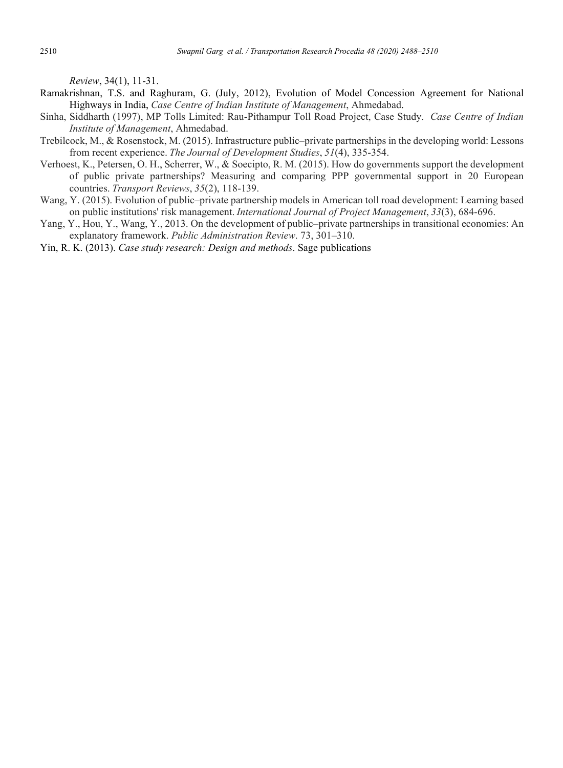*Review*, 34(1), 11-31.

Ramakrishnan, T.S. and Raghuram, G. (July, 2012), Evolution of Model Concession Agreement for National Highways in India, *Case Centre of Indian Institute of Management*, Ahmedabad.

Sinha, Siddharth (1997), MP Tolls Limited: Rau-Pithampur Toll Road Project, Case Study. *Case Centre of Indian Institute of Management*, Ahmedabad.

Trebilcock, M., & Rosenstock, M. (2015). Infrastructure public–private partnerships in the developing world: Lessons from recent experience. *The Journal of Development Studies*, *51*(4), 335-354.

Verhoest, K., Petersen, O. H., Scherrer, W., & Soecipto, R. M. (2015). How do governments support the development of public private partnerships? Measuring and comparing PPP governmental support in 20 European countries. *Transport Reviews*, *35*(2), 118-139.

Wang, Y. (2015). Evolution of public–private partnership models in American toll road development: Learning based on public institutions' risk management. *International Journal of Project Management*, *33*(3), 684-696.

Yang, Y., Hou, Y., Wang, Y., 2013. On the development of public–private partnerships in transitional economies: An explanatory framework. *Public Administration Review*. 73, 301–310.

Yin, R. K. (2013). *Case study research: Design and methods*. Sage publications